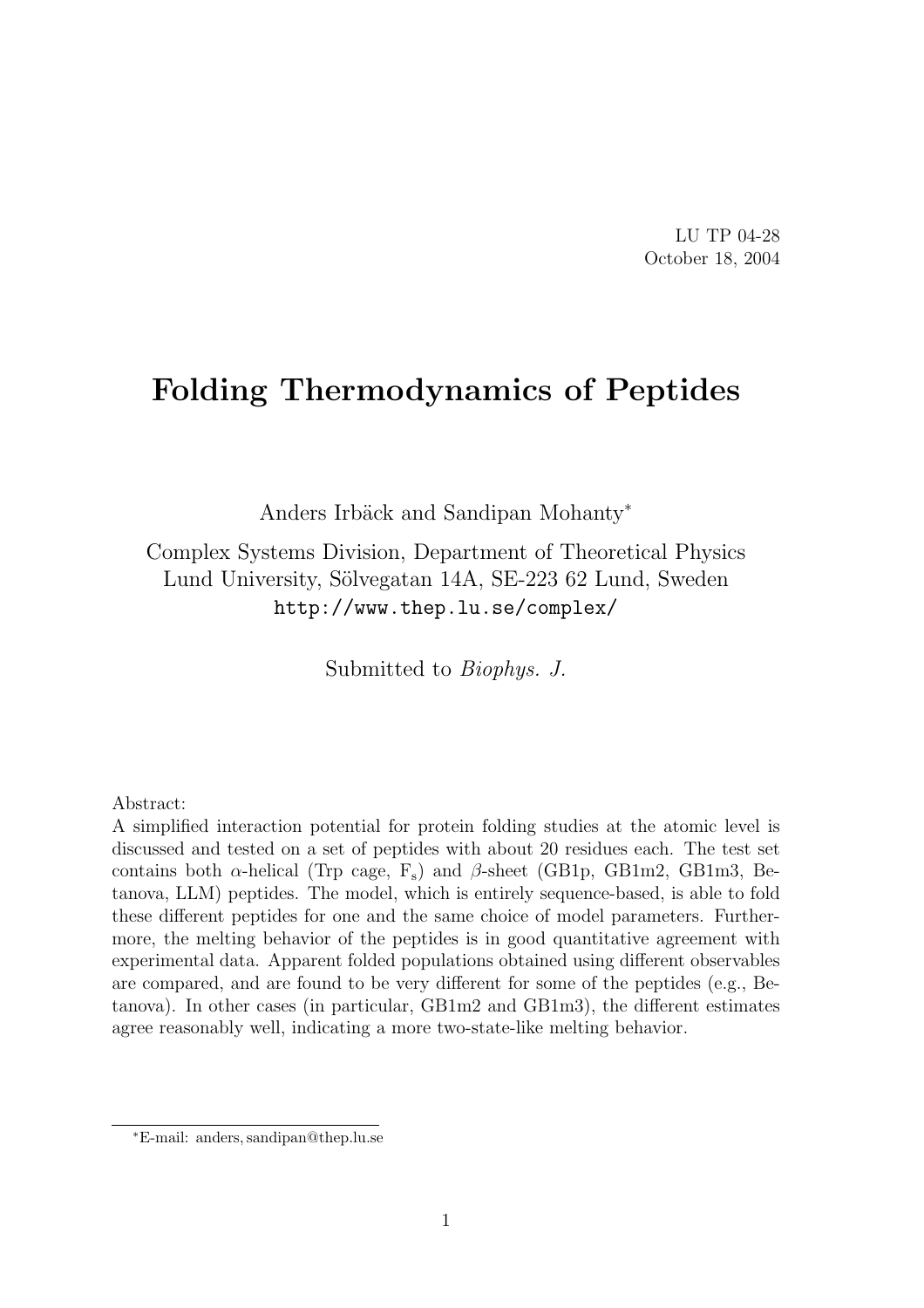LU TP 04-28
October 18, 2004

# Folding Thermodynamics of Peptides

Anders Irbäck and Sandipan Mohanty*

Complex Systems Division, Department of Theoretical Physics
Lund University, Sölvegatan 14A, SE-223 62 Lund, Sweden
http://www.thep.lu.se/complex/

Submitted to *Biophys. J.*

Abstract:
A simplified interaction potential for protein folding studies at the atomic level is discussed and tested on a set of peptides with about 20 residues each. The test set contains both $\alpha$-helical (Trp cage, $F_s$) and $\beta$-sheet (GB1p, GB1m2, GB1m3, Betanova, LLM) peptides. The model, which is entirely sequence-based, is able to fold these different peptides for one and the same choice of model parameters. Furthermore, the melting behavior of the peptides is in good quantitative agreement with experimental data. Apparent folded populations obtained using different observables are compared, and are found to be very different for some of the peptides (e.g., Betanova). In other cases (in particular, GB1m2 and GB1m3), the different estimates agree reasonably well, indicating a more two-state-like melting behavior.

*E-mail: anders, sandipan@thep.lu.se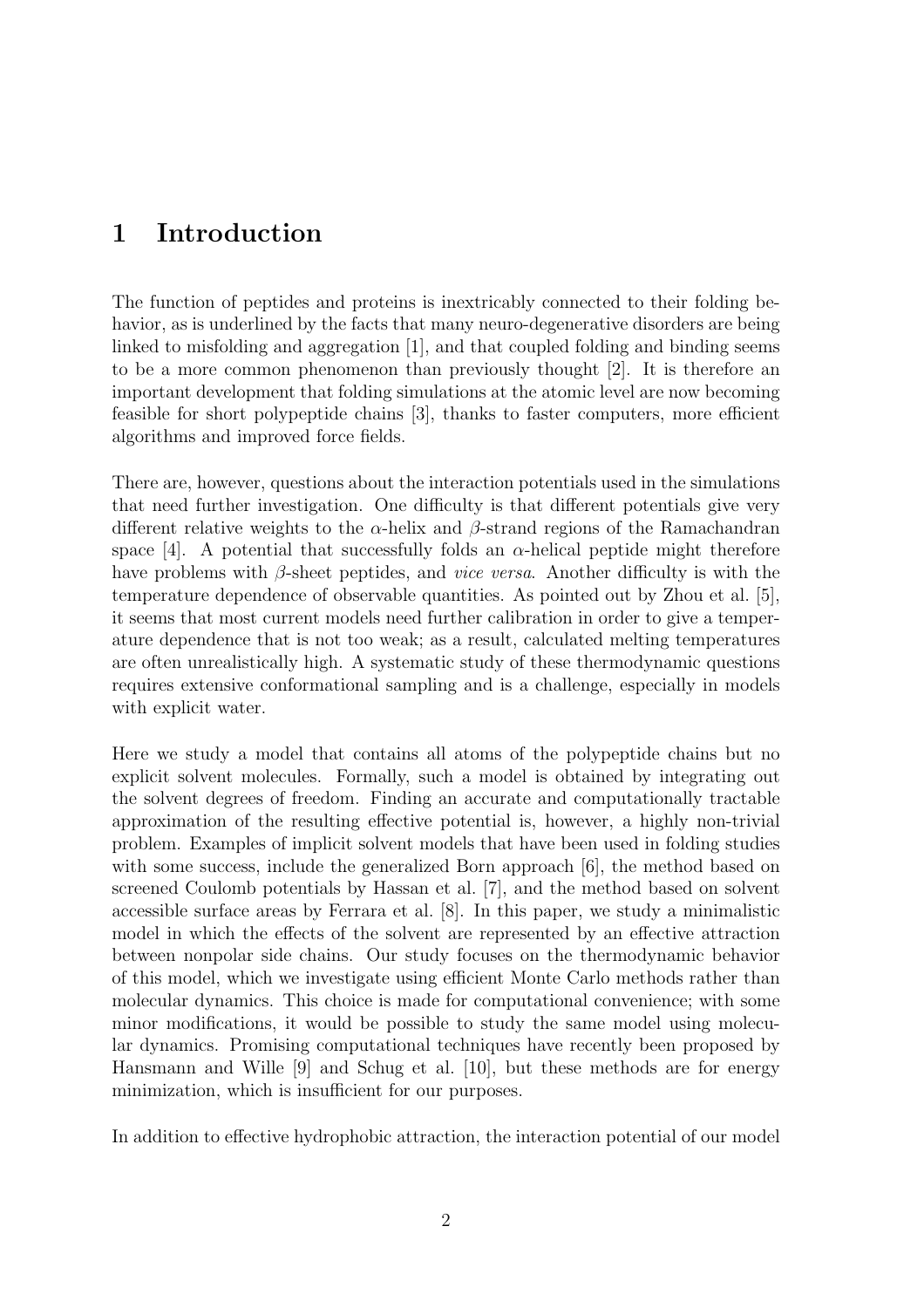# 1 Introduction

The function of peptides and proteins is inextricably connected to their folding behavior, as is underlined by the facts that many neuro-degenerative disorders are being linked to misfolding and aggregation [1], and that coupled folding and binding seems to be a more common phenomenon than previously thought [2]. It is therefore an important development that folding simulations at the atomic level are now becoming feasible for short polypeptide chains [3], thanks to faster computers, more efficient algorithms and improved force fields.

There are, however, questions about the interaction potentials used in the simulations that need further investigation. One difficulty is that different potentials give very different relative weights to the $\alpha$-helix and $\beta$-strand regions of the Ramachandran space [4]. A potential that successfully folds an $\alpha$-helical peptide might therefore have problems with $\beta$-sheet peptides, and *vice versa*. Another difficulty is with the temperature dependence of observable quantities. As pointed out by Zhou et al. [5], it seems that most current models need further calibration in order to give a temperature dependence that is not too weak; as a result, calculated melting temperatures are often unrealistically high. A systematic study of these thermodynamic questions requires extensive conformational sampling and is a challenge, especially in models with explicit water.

Here we study a model that contains all atoms of the polypeptide chains but no explicit solvent molecules. Formally, such a model is obtained by integrating out the solvent degrees of freedom. Finding an accurate and computationally tractable approximation of the resulting effective potential is, however, a highly non-trivial problem. Examples of implicit solvent models that have been used in folding studies with some success, include the generalized Born approach [6], the method based on screened Coulomb potentials by Hassan et al. [7], and the method based on solvent accessible surface areas by Ferrara et al. [8]. In this paper, we study a minimalistic model in which the effects of the solvent are represented by an effective attraction between nonpolar side chains. Our study focuses on the thermodynamic behavior of this model, which we investigate using efficient Monte Carlo methods rather than molecular dynamics. This choice is made for computational convenience; with some minor modifications, it would be possible to study the same model using molecular dynamics. Promising computational techniques have recently been proposed by Hansmann and Wille [9] and Schug et al. [10], but these methods are for energy minimization, which is insufficient for our purposes.

In addition to effective hydrophobic attraction, the interaction potential of our model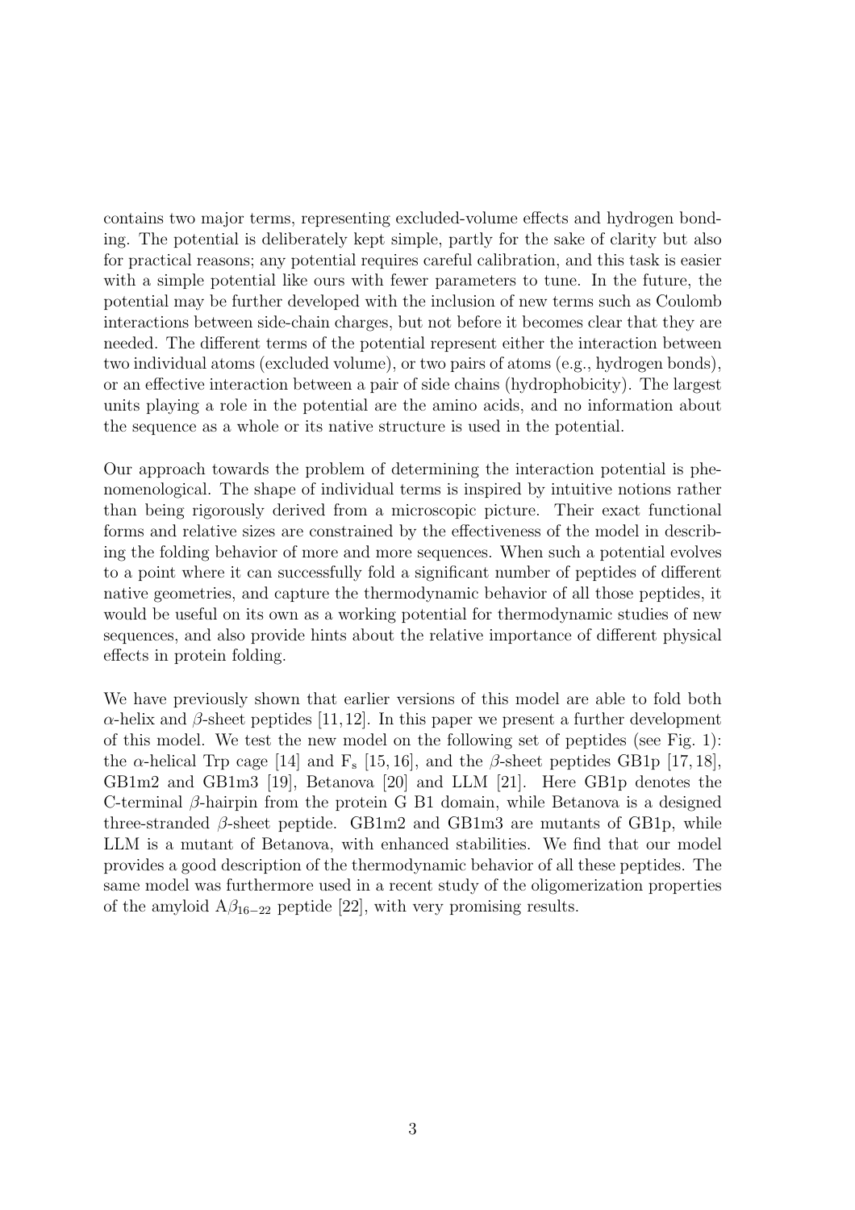contains two major terms, representing excluded-volume effects and hydrogen bonding. The potential is deliberately kept simple, partly for the sake of clarity but also for practical reasons; any potential requires careful calibration, and this task is easier with a simple potential like ours with fewer parameters to tune. In the future, the potential may be further developed with the inclusion of new terms such as Coulomb interactions between side-chain charges, but not before it becomes clear that they are needed. The different terms of the potential represent either the interaction between two individual atoms (excluded volume), or two pairs of atoms (e.g., hydrogen bonds), or an effective interaction between a pair of side chains (hydrophobicity). The largest units playing a role in the potential are the amino acids, and no information about the sequence as a whole or its native structure is used in the potential.

Our approach towards the problem of determining the interaction potential is phenomenological. The shape of individual terms is inspired by intuitive notions rather than being rigorously derived from a microscopic picture. Their exact functional forms and relative sizes are constrained by the effectiveness of the model in describing the folding behavior of more and more sequences. When such a potential evolves to a point where it can successfully fold a significant number of peptides of different native geometries, and capture the thermodynamic behavior of all those peptides, it would be useful on its own as a working potential for thermodynamic studies of new sequences, and also provide hints about the relative importance of different physical effects in protein folding.

We have previously shown that earlier versions of this model are able to fold both $\alpha$-helix and $\beta$-sheet peptides [11, 12]. In this paper we present a further development of this model. We test the new model on the following set of peptides (see Fig. 1): the $\alpha$-helical Trp cage [14] and $\text{F}_\text{s}$ [15, 16], and the $\beta$-sheet peptides GB1p [17, 18], GB1m2 and GB1m3 [19], Betanova [20] and LLM [21]. Here GB1p denotes the C-terminal $\beta$-hairpin from the protein G B1 domain, while Betanova is a designed three-stranded $\beta$-sheet peptide. GB1m2 and GB1m3 are mutants of GB1p, while LLM is a mutant of Betanova, with enhanced stabilities. We find that our model provides a good description of the thermodynamic behavior of all these peptides. The same model was furthermore used in a recent study of the oligomerization properties of the amyloid $\text{A}\beta_{16-22}$ peptide [22], with very promising results.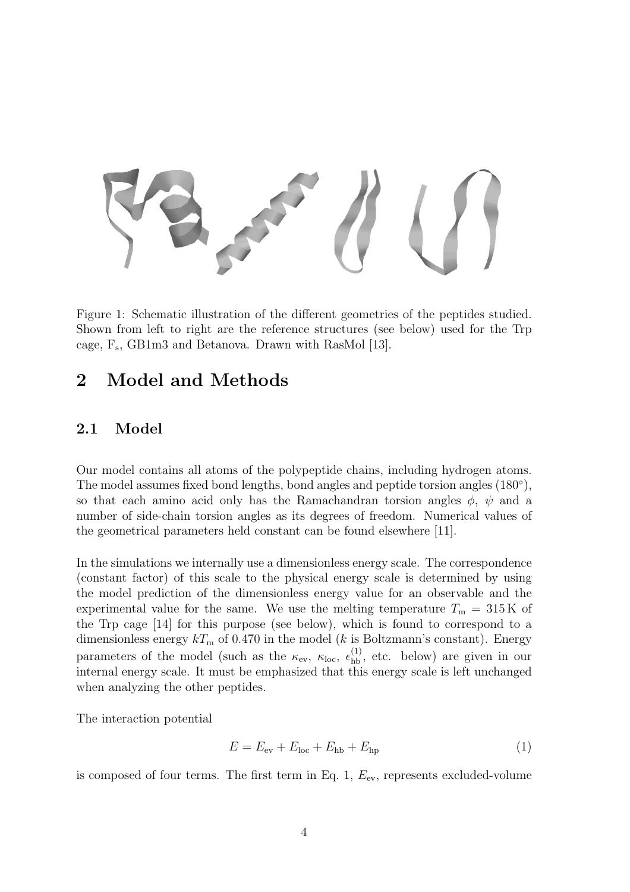Figure 1: Schematic illustration of the different geometries of the peptides studied. Shown from left to right are the reference structures (see below) used for the Trp cage, $F_s$, GB1m3 and Betanova. Drawn with RasMol [13].

## 2 Model and Methods

### 2.1 Model

Our model contains all atoms of the polypeptide chains, including hydrogen atoms. The model assumes fixed bond lengths, bond angles and peptide torsion angles (180°), so that each amino acid only has the Ramachandran torsion angles $\phi$, $\psi$ and a number of side-chain torsion angles as its degrees of freedom. Numerical values of the geometrical parameters held constant can be found elsewhere [11].

In the simulations we internally use a dimensionless energy scale. The correspondence (constant factor) of this scale to the physical energy scale is determined by using the model prediction of the dimensionless energy value for an observable and the experimental value for the same. We use the melting temperature $T_m = 315\,\mathrm{K}$ of the Trp cage [14] for this purpose (see below), which is found to correspond to a dimensionless energy $kT_m$ of 0.470 in the model ($k$ is Boltzmann's constant). Energy parameters of the model (such as the $\kappa_{ev}$, $\kappa_{loc}$, $\epsilon_{hb}^{(1)}$, etc. below) are given in our internal energy scale. It must be emphasized that this energy scale is left unchanged when analyzing the other peptides.

The interaction potential

$$E = E_{ev} + E_{loc} + E_{hb} + E_{hp} \tag{1}$$

is composed of four terms. The first term in Eq. 1, $E_{ev}$, represents excluded-volume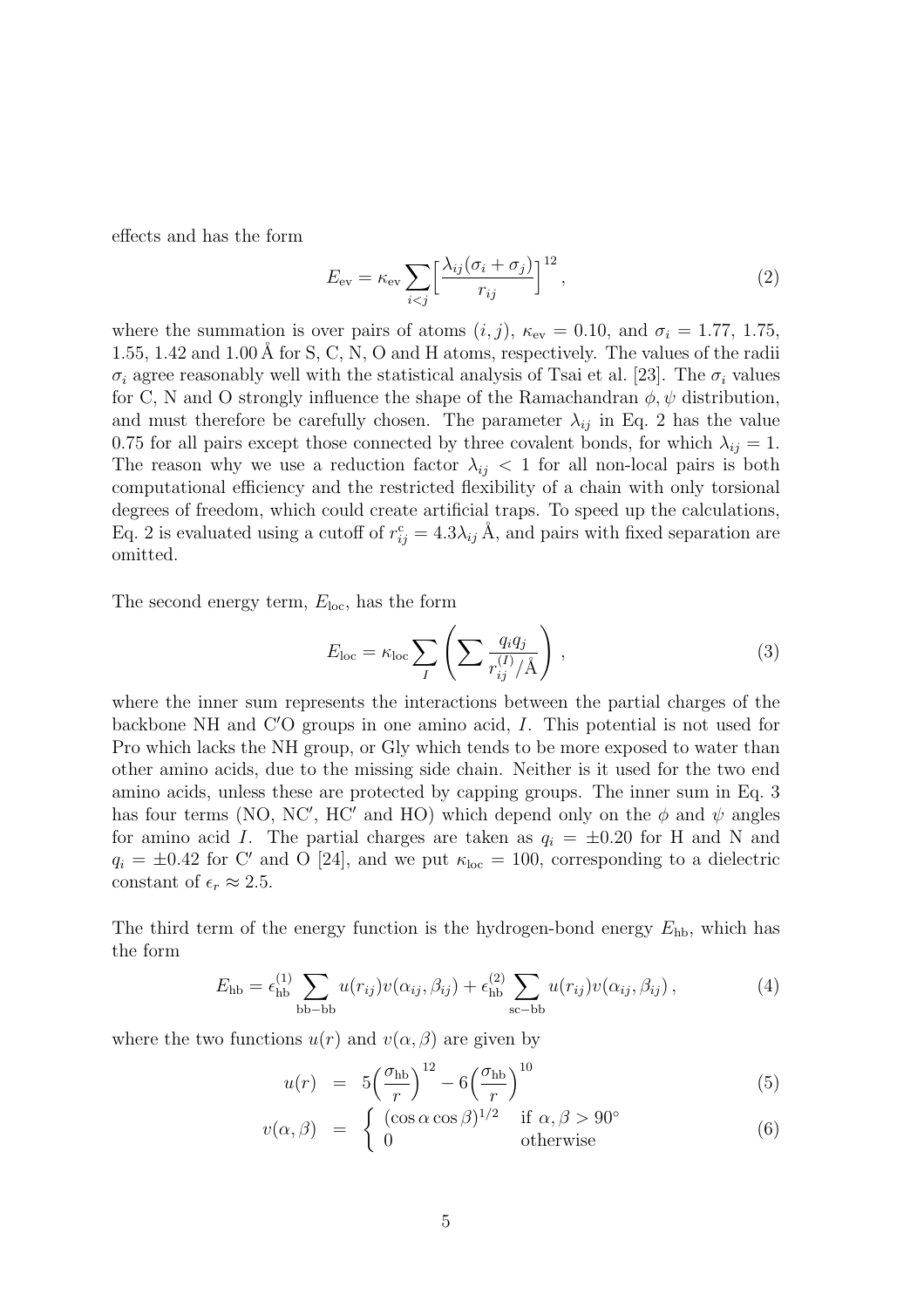effects and has the form

$$E_{\mathrm{ev}} = \kappa_{\mathrm{ev}} \sum_{i<j} \Big[ \frac{\lambda_{ij}(\sigma_i + \sigma_j)}{r_{ij}} \Big]^{12} , \tag{2}$$

where the summation is over pairs of atoms $(i, j)$, $\kappa_{\mathrm{ev}} = 0.10$, and $\sigma_i = 1.77$, 1.75, 1.55, 1.42 and 1.00 Å for S, C, N, O and H atoms, respectively. The values of the radii $\sigma_i$ agree reasonably well with the statistical analysis of Tsai et al. [23]. The $\sigma_i$ values for C, N and O strongly influence the shape of the Ramachandran $\phi, \psi$ distribution, and must therefore be carefully chosen. The parameter $\lambda_{ij}$ in Eq. 2 has the value 0.75 for all pairs except those connected by three covalent bonds, for which $\lambda_{ij} = 1$. The reason why we use a reduction factor $\lambda_{ij} < 1$ for all non-local pairs is both computational efficiency and the restricted flexibility of a chain with only torsional degrees of freedom, which could create artificial traps. To speed up the calculations, Eq. 2 is evaluated using a cutoff of $r^c_{ij} = 4.3\lambda_{ij}$ Å, and pairs with fixed separation are omitted.

The second energy term, $E_{\mathrm{loc}}$, has the form

$$E_{\mathrm{loc}} = \kappa_{\mathrm{loc}} \sum_I \left( \sum \frac{q_i q_j}{r^{(I)}_{ij}/\text{Å}} \right) , \tag{3}$$

where the inner sum represents the interactions between the partial charges of the backbone NH and C′O groups in one amino acid, $I$. This potential is not used for Pro which lacks the NH group, or Gly which tends to be more exposed to water than other amino acids, due to the missing side chain. Neither is it used for the two end amino acids, unless these are protected by capping groups. The inner sum in Eq. 3 has four terms (NO, NC′, HC′ and HO) which depend only on the $\phi$ and $\psi$ angles for amino acid $I$. The partial charges are taken as $q_i = \pm 0.20$ for H and N and $q_i = \pm 0.42$ for C′ and O [24], and we put $\kappa_{\mathrm{loc}} = 100$, corresponding to a dielectric constant of $\epsilon_r \approx 2.5$.

The third term of the energy function is the hydrogen-bond energy $E_{\mathrm{hb}}$, which has the form

$$E_{\mathrm{hb}} = \epsilon^{(1)}_{\mathrm{hb}} \sum_{\mathrm{bb-bb}} u(r_{ij}) v(\alpha_{ij}, \beta_{ij}) + \epsilon^{(2)}_{\mathrm{hb}} \sum_{\mathrm{sc-bb}} u(r_{ij}) v(\alpha_{ij}, \beta_{ij}) , \tag{4}$$

where the two functions $u(r)$ and $v(\alpha, \beta)$ are given by

$$u(r) = 5\Big(\frac{\sigma_{\mathrm{hb}}}{r}\Big)^{12} - 6\Big(\frac{\sigma_{\mathrm{hb}}}{r}\Big)^{10} \tag{5}$$

$$v(\alpha, \beta) = \begin{cases} (\cos\alpha \cos\beta)^{1/2} & \text{if } \alpha, \beta > 90^\circ \\ 0 & \text{otherwise} \end{cases} \tag{6}$$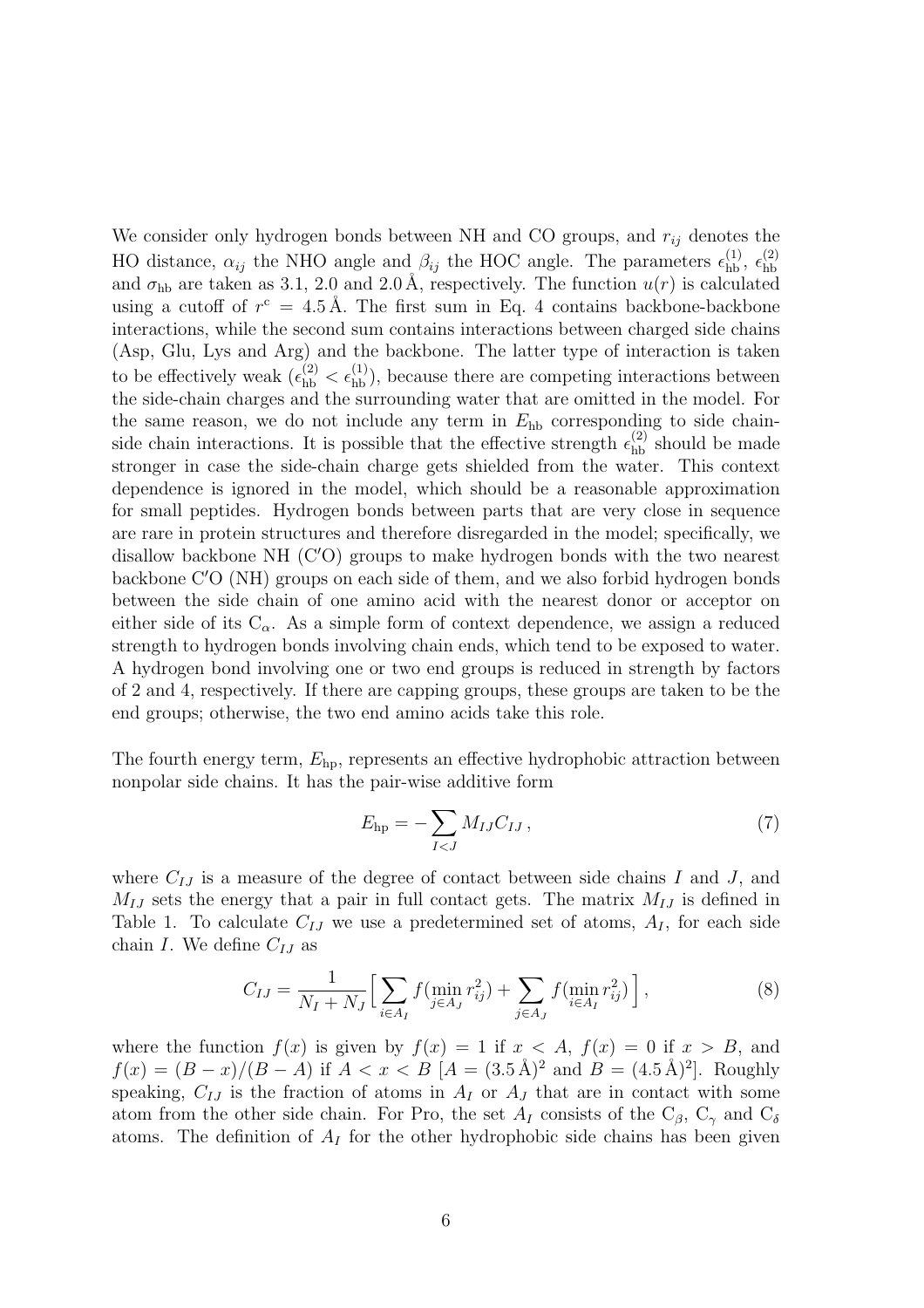We consider only hydrogen bonds between NH and CO groups, and $r_{ij}$ denotes the HO distance, $\alpha_{ij}$ the NHO angle and $\beta_{ij}$ the HOC angle. The parameters $\epsilon_{\rm hb}^{(1)}$, $\epsilon_{\rm hb}^{(2)}$ and $\sigma_{\rm hb}$ are taken as 3.1, 2.0 and 2.0 Å, respectively. The function $u(r)$ is calculated using a cutoff of $r^{\rm c} = 4.5$ Å. The first sum in Eq. 4 contains backbone-backbone interactions, while the second sum contains interactions between charged side chains (Asp, Glu, Lys and Arg) and the backbone. The latter type of interaction is taken to be effectively weak ($\epsilon_{\rm hb}^{(2)} < \epsilon_{\rm hb}^{(1)}$), because there are competing interactions between the side-chain charges and the surrounding water that are omitted in the model. For the same reason, we do not include any term in $E_{\rm hb}$ corresponding to side chain-side chain interactions. It is possible that the effective strength $\epsilon_{\rm hb}^{(2)}$ should be made stronger in case the side-chain charge gets shielded from the water. This context dependence is ignored in the model, which should be a reasonable approximation for small peptides. Hydrogen bonds between parts that are very close in sequence are rare in protein structures and therefore disregarded in the model; specifically, we disallow backbone NH (C′O) groups to make hydrogen bonds with the two nearest backbone C′O (NH) groups on each side of them, and we also forbid hydrogen bonds between the side chain of one amino acid with the nearest donor or acceptor on either side of its $C_\alpha$. As a simple form of context dependence, we assign a reduced strength to hydrogen bonds involving chain ends, which tend to be exposed to water. A hydrogen bond involving one or two end groups is reduced in strength by factors of 2 and 4, respectively. If there are capping groups, these groups are taken to be the end groups; otherwise, the two end amino acids take this role.

The fourth energy term, $E_{\rm hp}$, represents an effective hydrophobic attraction between nonpolar side chains. It has the pair-wise additive form

$$E_{\rm hp} = -\sum_{I<J} M_{IJ} C_{IJ}\,, \tag{7}$$

where $C_{IJ}$ is a measure of the degree of contact between side chains $I$ and $J$, and $M_{IJ}$ sets the energy that a pair in full contact gets. The matrix $M_{IJ}$ is defined in Table 1. To calculate $C_{IJ}$ we use a predetermined set of atoms, $A_I$, for each side chain $I$. We define $C_{IJ}$ as

$$C_{IJ} = \frac{1}{N_I + N_J}\Big[\sum_{i\in A_I} f(\min_{j\in A_J} r_{ij}^2) + \sum_{j\in A_J} f(\min_{i\in A_I} r_{ij}^2)\Big]\,, \tag{8}$$

where the function $f(x)$ is given by $f(x) = 1$ if $x < A$, $f(x) = 0$ if $x > B$, and $f(x) = (B-x)/(B-A)$ if $A < x < B$ [$A = (3.5\,\text{Å})^2$ and $B = (4.5\,\text{Å})^2$]. Roughly speaking, $C_{IJ}$ is the fraction of atoms in $A_I$ or $A_J$ that are in contact with some atom from the other side chain. For Pro, the set $A_I$ consists of the $C_\beta$, $C_\gamma$ and $C_\delta$ atoms. The definition of $A_I$ for the other hydrophobic side chains has been given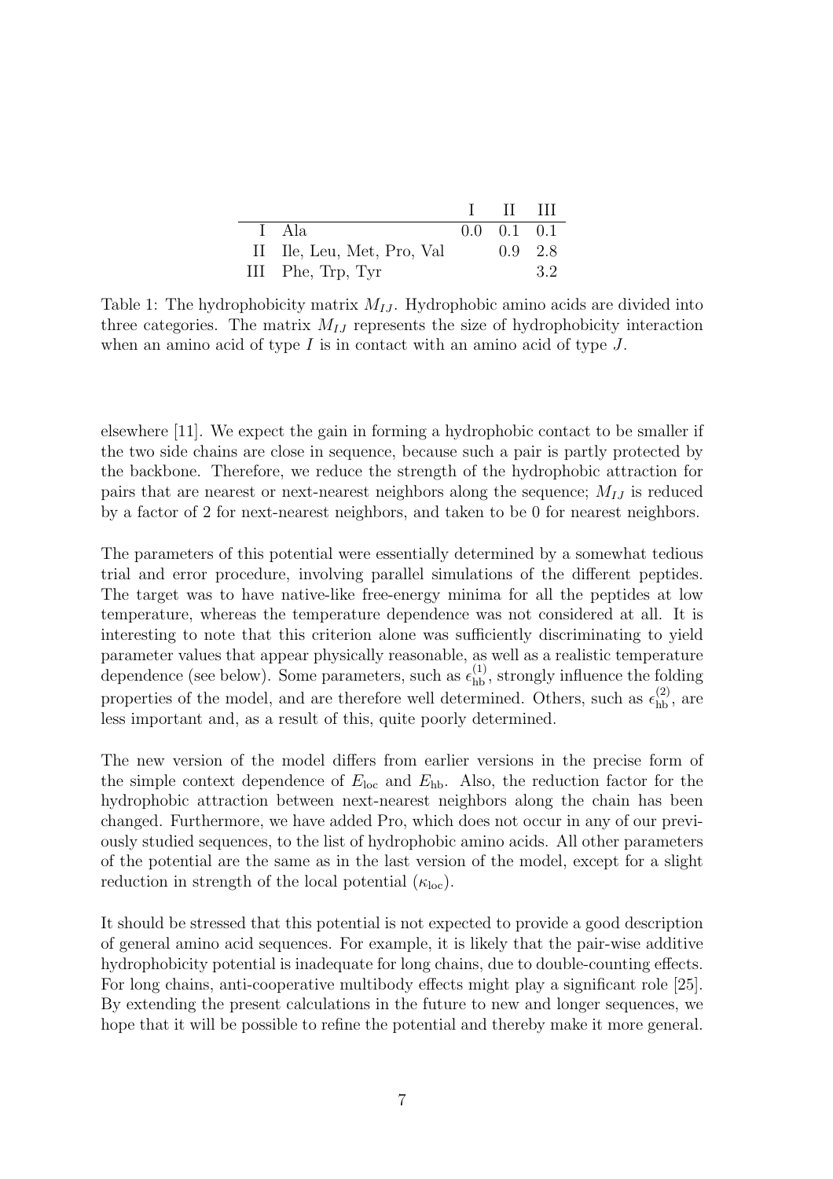|  |  | I | II | III |
|---|---|---|---|---|
| I | Ala | 0.0 | 0.1 | 0.1 |
| II | Ile, Leu, Met, Pro, Val |  | 0.9 | 2.8 |
| III | Phe, Trp, Tyr |  |  | 3.2 |

Table 1: The hydrophobicity matrix $M_{IJ}$. Hydrophobic amino acids are divided into three categories. The matrix $M_{IJ}$ represents the size of hydrophobicity interaction when an amino acid of type $I$ is in contact with an amino acid of type $J$.

elsewhere [11]. We expect the gain in forming a hydrophobic contact to be smaller if the two side chains are close in sequence, because such a pair is partly protected by the backbone. Therefore, we reduce the strength of the hydrophobic attraction for pairs that are nearest or next-nearest neighbors along the sequence; $M_{IJ}$ is reduced by a factor of 2 for next-nearest neighbors, and taken to be 0 for nearest neighbors.

The parameters of this potential were essentially determined by a somewhat tedious trial and error procedure, involving parallel simulations of the different peptides. The target was to have native-like free-energy minima for all the peptides at low temperature, whereas the temperature dependence was not considered at all. It is interesting to note that this criterion alone was sufficiently discriminating to yield parameter values that appear physically reasonable, as well as a realistic temperature dependence (see below). Some parameters, such as $\epsilon_{\mathrm{hb}}^{(1)}$, strongly influence the folding properties of the model, and are therefore well determined. Others, such as $\epsilon_{\mathrm{hb}}^{(2)}$, are less important and, as a result of this, quite poorly determined.

The new version of the model differs from earlier versions in the precise form of the simple context dependence of $E_{\mathrm{loc}}$ and $E_{\mathrm{hb}}$. Also, the reduction factor for the hydrophobic attraction between next-nearest neighbors along the chain has been changed. Furthermore, we have added Pro, which does not occur in any of our previously studied sequences, to the list of hydrophobic amino acids. All other parameters of the potential are the same as in the last version of the model, except for a slight reduction in strength of the local potential ($\kappa_{\mathrm{loc}}$).

It should be stressed that this potential is not expected to provide a good description of general amino acid sequences. For example, it is likely that the pair-wise additive hydrophobicity potential is inadequate for long chains, due to double-counting effects. For long chains, anti-cooperative multibody effects might play a significant role [25]. By extending the present calculations in the future to new and longer sequences, we hope that it will be possible to refine the potential and thereby make it more general.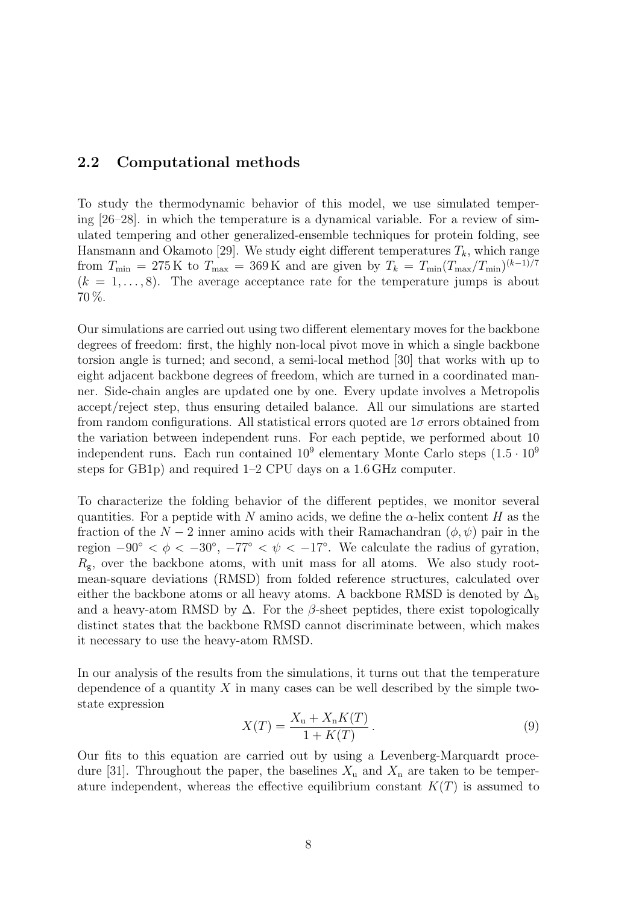## 2.2 Computational methods

To study the thermodynamic behavior of this model, we use simulated tempering [26–28]. in which the temperature is a dynamical variable. For a review of simulated tempering and other generalized-ensemble techniques for protein folding, see Hansmann and Okamoto [29]. We study eight different temperatures $T_k$, which range from $T_{\min} = 275\,\mathrm{K}$ to $T_{\max} = 369\,\mathrm{K}$ and are given by $T_k = T_{\min}(T_{\max}/T_{\min})^{(k-1)/7}$ $(k = 1, \ldots, 8)$. The average acceptance rate for the temperature jumps is about 70 %.

Our simulations are carried out using two different elementary moves for the backbone degrees of freedom: first, the highly non-local pivot move in which a single backbone torsion angle is turned; and second, a semi-local method [30] that works with up to eight adjacent backbone degrees of freedom, which are turned in a coordinated manner. Side-chain angles are updated one by one. Every update involves a Metropolis accept/reject step, thus ensuring detailed balance. All our simulations are started from random configurations. All statistical errors quoted are $1\sigma$ errors obtained from the variation between independent runs. For each peptide, we performed about 10 independent runs. Each run contained $10^9$ elementary Monte Carlo steps ($1.5 \cdot 10^9$ steps for GB1p) and required 1–2 CPU days on a 1.6 GHz computer.

To characterize the folding behavior of the different peptides, we monitor several quantities. For a peptide with $N$ amino acids, we define the $\alpha$-helix content $H$ as the fraction of the $N-2$ inner amino acids with their Ramachandran $(\phi, \psi)$ pair in the region $-90^\circ < \phi < -30^\circ$, $-77^\circ < \psi < -17^\circ$. We calculate the radius of gyration, $R_\mathrm{g}$, over the backbone atoms, with unit mass for all atoms. We also study root-mean-square deviations (RMSD) from folded reference structures, calculated over either the backbone atoms or all heavy atoms. A backbone RMSD is denoted by $\Delta_\mathrm{b}$ and a heavy-atom RMSD by $\Delta$. For the $\beta$-sheet peptides, there exist topologically distinct states that the backbone RMSD cannot discriminate between, which makes it necessary to use the heavy-atom RMSD.

In our analysis of the results from the simulations, it turns out that the temperature dependence of a quantity $X$ in many cases can be well described by the simple two-state expression

$$X(T) = \frac{X_\mathrm{u} + X_\mathrm{n} K(T)}{1 + K(T)}\,. \tag{9}$$

Our fits to this equation are carried out by using a Levenberg-Marquardt procedure [31]. Throughout the paper, the baselines $X_\mathrm{u}$ and $X_\mathrm{n}$ are taken to be temperature independent, whereas the effective equilibrium constant $K(T)$ is assumed to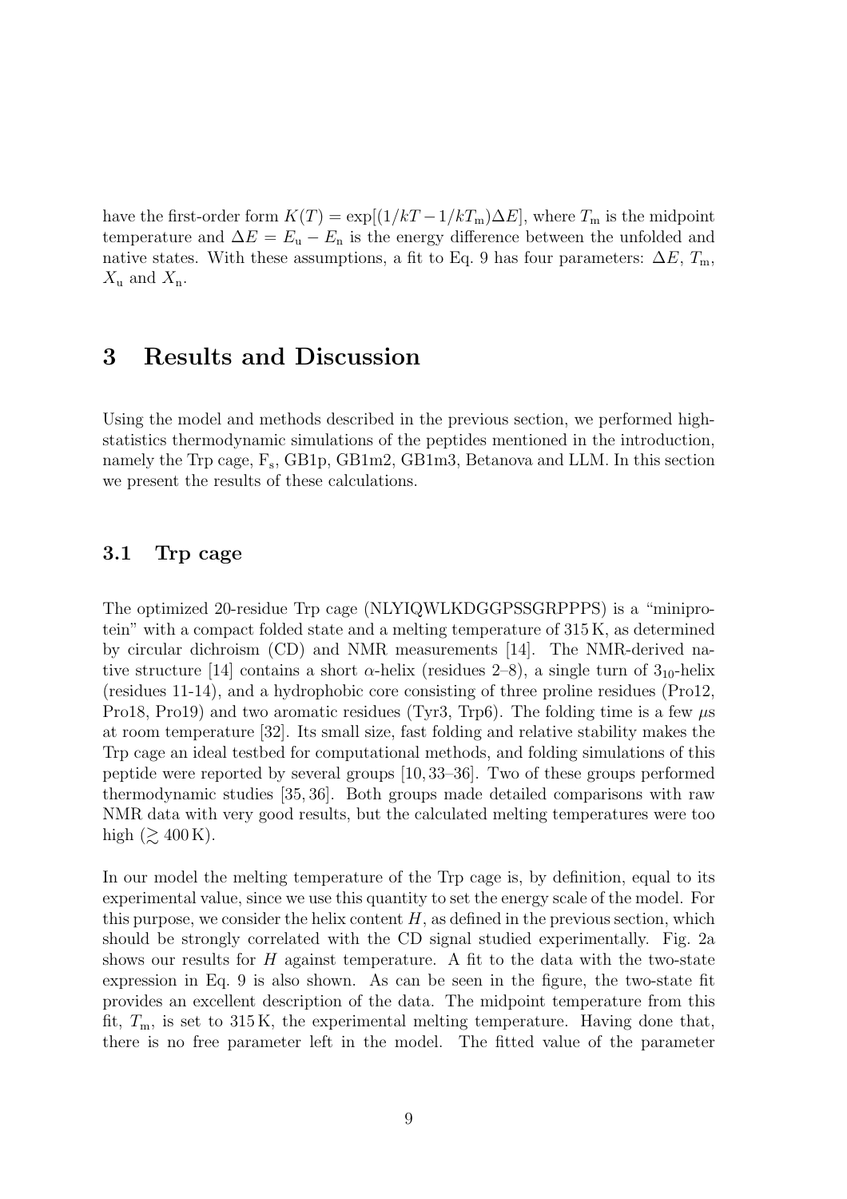have the first-order form $K(T) = \exp[(1/kT - 1/kT_\mathrm{m})\Delta E]$, where $T_\mathrm{m}$ is the midpoint temperature and $\Delta E = E_\mathrm{u} - E_\mathrm{n}$ is the energy difference between the unfolded and native states. With these assumptions, a fit to Eq. 9 has four parameters: $\Delta E$, $T_\mathrm{m}$, $X_\mathrm{u}$ and $X_\mathrm{n}$.

# 3 Results and Discussion

Using the model and methods described in the previous section, we performed high-statistics thermodynamic simulations of the peptides mentioned in the introduction, namely the Trp cage, $\mathrm{F_s}$, GB1p, GB1m2, GB1m3, Betanova and LLM. In this section we present the results of these calculations.

## 3.1 Trp cage

The optimized 20-residue Trp cage (NLYIQWLKDGGPSSGRPPPS) is a "miniprotein" with a compact folded state and a melting temperature of 315 K, as determined by circular dichroism (CD) and NMR measurements [14]. The NMR-derived native structure [14] contains a short $\alpha$-helix (residues 2–8), a single turn of $3_{10}$-helix (residues 11-14), and a hydrophobic core consisting of three proline residues (Pro12, Pro18, Pro19) and two aromatic residues (Tyr3, Trp6). The folding time is a few $\mu$s at room temperature [32]. Its small size, fast folding and relative stability makes the Trp cage an ideal testbed for computational methods, and folding simulations of this peptide were reported by several groups [10, 33–36]. Two of these groups performed thermodynamic studies [35, 36]. Both groups made detailed comparisons with raw NMR data with very good results, but the calculated melting temperatures were too high ($\gtrsim 400\,\mathrm{K}$).

In our model the melting temperature of the Trp cage is, by definition, equal to its experimental value, since we use this quantity to set the energy scale of the model. For this purpose, we consider the helix content $H$, as defined in the previous section, which should be strongly correlated with the CD signal studied experimentally. Fig. 2a shows our results for $H$ against temperature. A fit to the data with the two-state expression in Eq. 9 is also shown. As can be seen in the figure, the two-state fit provides an excellent description of the data. The midpoint temperature from this fit, $T_\mathrm{m}$, is set to 315 K, the experimental melting temperature. Having done that, there is no free parameter left in the model. The fitted value of the parameter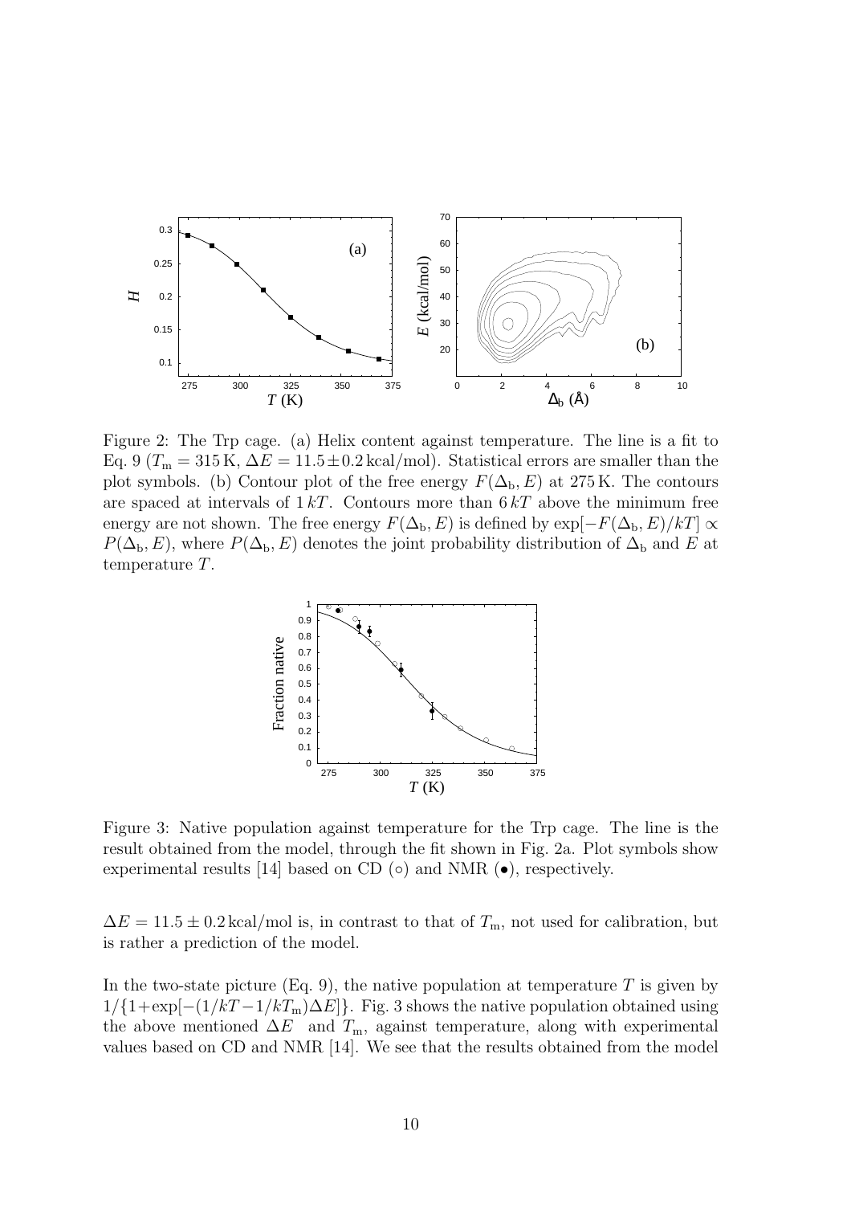Figure 2: The Trp cage. (a) Helix content against temperature. The line is a fit to Eq. 9 ($T_\mathrm{m} = 315\,\mathrm{K}$, $\Delta E = 11.5 \pm 0.2\,\mathrm{kcal/mol}$). Statistical errors are smaller than the plot symbols. (b) Contour plot of the free energy $F(\Delta_\mathrm{b}, E)$ at 275 K. The contours are spaced at intervals of $1\,kT$. Contours more than $6\,kT$ above the minimum free energy are not shown. The free energy $F(\Delta_\mathrm{b}, E)$ is defined by $\exp[-F(\Delta_\mathrm{b}, E)/kT] \propto P(\Delta_\mathrm{b}, E)$, where $P(\Delta_\mathrm{b}, E)$ denotes the joint probability distribution of $\Delta_\mathrm{b}$ and $E$ at temperature $T$.

Figure 3: Native population against temperature for the Trp cage. The line is the result obtained from the model, through the fit shown in Fig. 2a. Plot symbols show experimental results [14] based on CD (○) and NMR (•), respectively.

$\Delta E = 11.5 \pm 0.2\,\mathrm{kcal/mol}$ is, in contrast to that of $T_\mathrm{m}$, not used for calibration, but is rather a prediction of the model.

In the two-state picture (Eq. 9), the native population at temperature $T$ is given by $1/\{1+\exp[-(1/kT - 1/kT_\mathrm{m})\Delta E]\}$. Fig. 3 shows the native population obtained using the above mentioned $\Delta E$ and $T_\mathrm{m}$, against temperature, along with experimental values based on CD and NMR [14]. We see that the results obtained from the model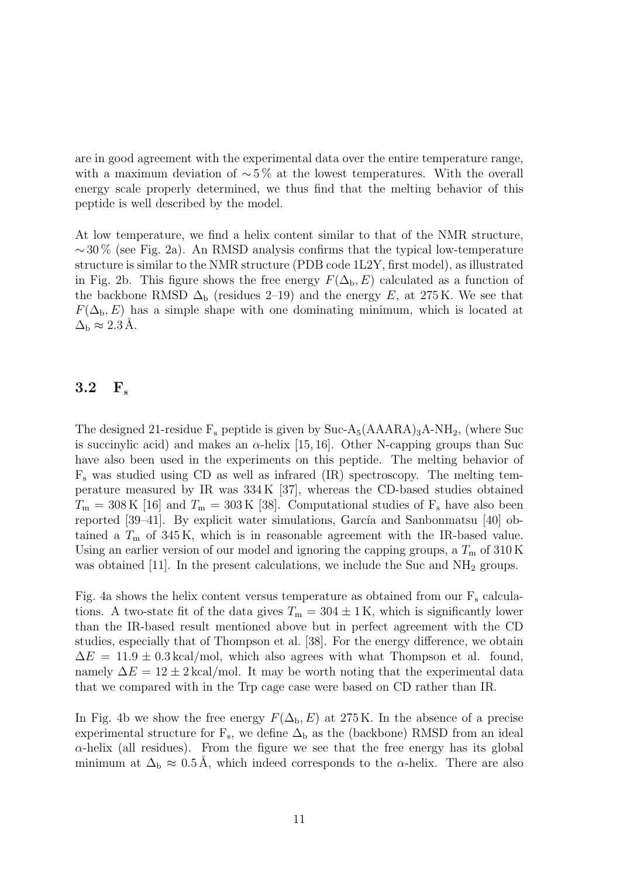are in good agreement with the experimental data over the entire temperature range, with a maximum deviation of $\sim 5\,\%$ at the lowest temperatures. With the overall energy scale properly determined, we thus find that the melting behavior of this peptide is well described by the model.

At low temperature, we find a helix content similar to that of the NMR structure, $\sim 30\,\%$ (see Fig. 2a). An RMSD analysis confirms that the typical low-temperature structure is similar to the NMR structure (PDB code 1L2Y, first model), as illustrated in Fig. 2b. This figure shows the free energy $F(\Delta_\mathrm{b}, E)$ calculated as a function of the backbone RMSD $\Delta_\mathrm{b}$ (residues 2–19) and the energy $E$, at 275 K. We see that $F(\Delta_\mathrm{b}, E)$ has a simple shape with one dominating minimum, which is located at $\Delta_\mathrm{b} \approx 2.3\,\text{Å}$.

## 3.2 $\mathrm{F_s}$

The designed 21-residue $\mathrm{F_s}$ peptide is given by Suc-$\mathrm{A_5(AAARA)_3A\text{-}NH_2}$, (where Suc is succinylic acid) and makes an $\alpha$-helix [15, 16]. Other N-capping groups than Suc have also been used in the experiments on this peptide. The melting behavior of $\mathrm{F_s}$ was studied using CD as well as infrared (IR) spectroscopy. The melting temperature measured by IR was 334 K [37], whereas the CD-based studies obtained $T_\mathrm{m} = 308\,\mathrm{K}$ [16] and $T_\mathrm{m} = 303\,\mathrm{K}$ [38]. Computational studies of $\mathrm{F_s}$ have also been reported [39–41]. By explicit water simulations, García and Sanbonmatsu [40] obtained a $T_\mathrm{m}$ of 345 K, which is in reasonable agreement with the IR-based value. Using an earlier version of our model and ignoring the capping groups, a $T_\mathrm{m}$ of 310 K was obtained [11]. In the present calculations, we include the Suc and $\mathrm{NH_2}$ groups.

Fig. 4a shows the helix content versus temperature as obtained from our $\mathrm{F_s}$ calculations. A two-state fit of the data gives $T_\mathrm{m} = 304 \pm 1\,\mathrm{K}$, which is significantly lower than the IR-based result mentioned above but in perfect agreement with the CD studies, especially that of Thompson et al. [38]. For the energy difference, we obtain $\Delta E = 11.9 \pm 0.3\,\mathrm{kcal/mol}$, which also agrees with what Thompson et al. found, namely $\Delta E = 12 \pm 2\,\mathrm{kcal/mol}$. It may be worth noting that the experimental data that we compared with in the Trp cage case were based on CD rather than IR.

In Fig. 4b we show the free energy $F(\Delta_\mathrm{b}, E)$ at 275 K. In the absence of a precise experimental structure for $\mathrm{F_s}$, we define $\Delta_\mathrm{b}$ as the (backbone) RMSD from an ideal $\alpha$-helix (all residues). From the figure we see that the free energy has its global minimum at $\Delta_\mathrm{b} \approx 0.5\,\text{Å}$, which indeed corresponds to the $\alpha$-helix. There are also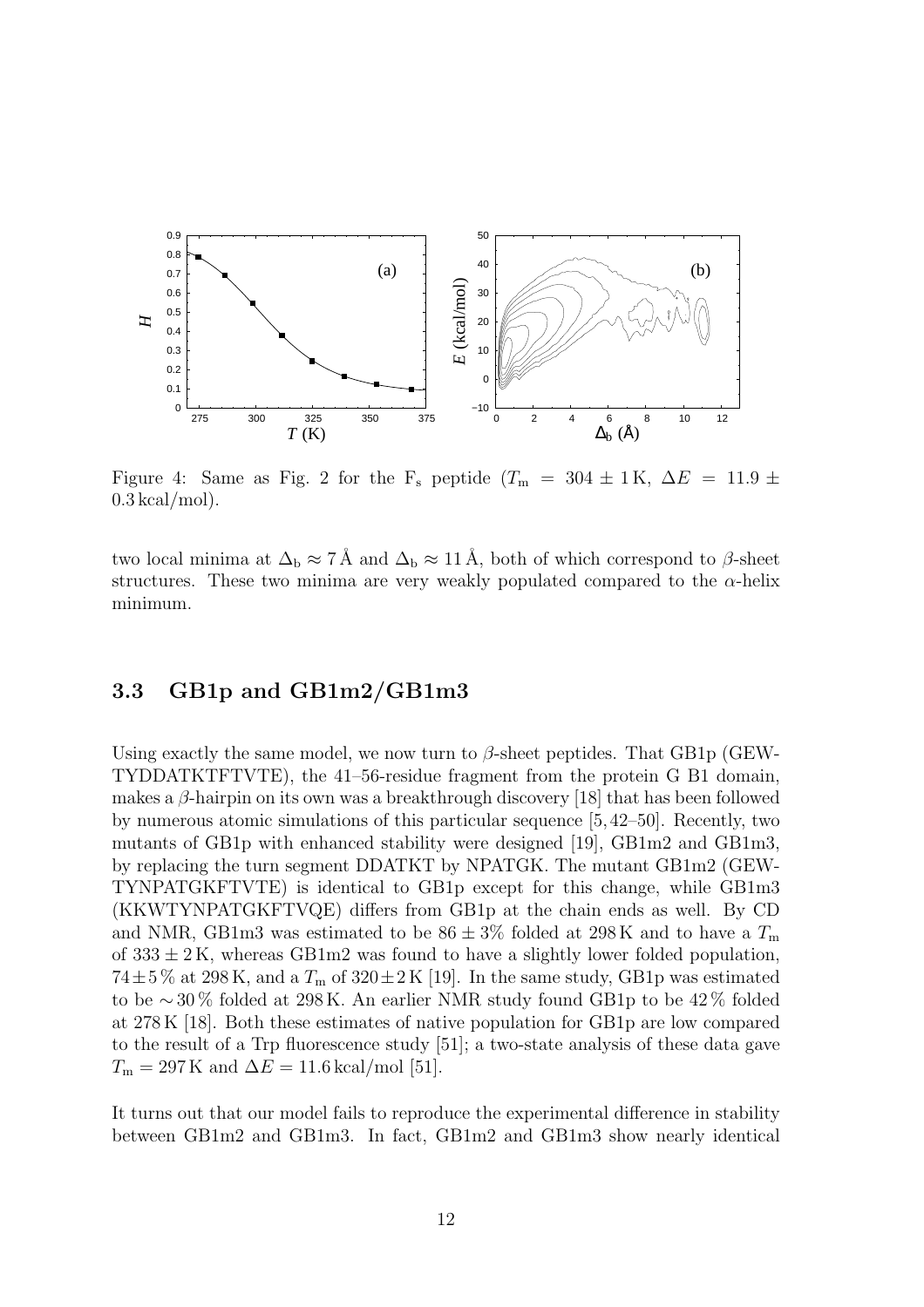Figure 4: Same as Fig. 2 for the $F_s$ peptide ($T_m = 304 \pm 1\,K$, $\Delta E = 11.9 \pm 0.3\,kcal/mol$).

two local minima at $\Delta_b \approx 7\,Å$ and $\Delta_b \approx 11\,Å$, both of which correspond to $\beta$-sheet structures. These two minima are very weakly populated compared to the $\alpha$-helix minimum.

### 3.3 GB1p and GB1m2/GB1m3

Using exactly the same model, we now turn to $\beta$-sheet peptides. That GB1p (GEW-TYDDATKTFTVTE), the 41–56-residue fragment from the protein G B1 domain, makes a $\beta$-hairpin on its own was a breakthrough discovery [18] that has been followed by numerous atomic simulations of this particular sequence [5, 42–50]. Recently, two mutants of GB1p with enhanced stability were designed [19], GB1m2 and GB1m3, by replacing the turn segment DDATKT by NPATGK. The mutant GB1m2 (GEW-TYNPATGKFTVTE) is identical to GB1p except for this change, while GB1m3 (KKWTYNPATGKFTVQE) differs from GB1p at the chain ends as well. By CD and NMR, GB1m3 was estimated to be $86 \pm 3\%$ folded at 298 K and to have a $T_m$ of $333 \pm 2\,K$, whereas GB1m2 was found to have a slightly lower folded population, $74 \pm 5\,\%$ at 298 K, and a $T_m$ of $320 \pm 2\,K$ [19]. In the same study, GB1p was estimated to be $\sim 30\,\%$ folded at 298 K. An earlier NMR study found GB1p to be 42 % folded at 278 K [18]. Both these estimates of native population for GB1p are low compared to the result of a Trp fluorescence study [51]; a two-state analysis of these data gave $T_m = 297\,K$ and $\Delta E = 11.6\,kcal/mol$ [51].

It turns out that our model fails to reproduce the experimental difference in stability between GB1m2 and GB1m3. In fact, GB1m2 and GB1m3 show nearly identical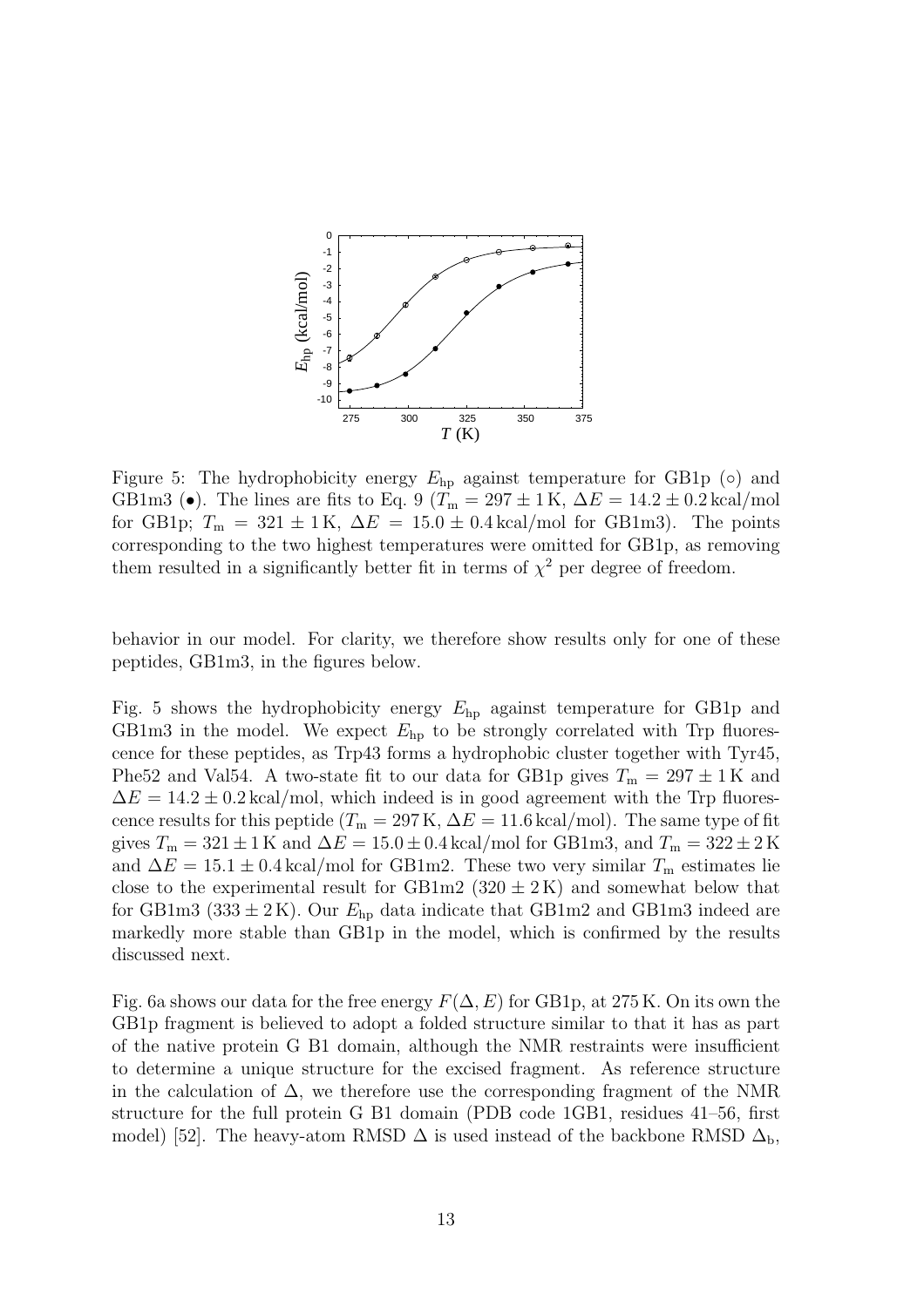Figure 5: The hydrophobicity energy $E_{\rm hp}$ against temperature for GB1p (∘) and GB1m3 (•). The lines are fits to Eq. 9 ($T_{\rm m} = 297 \pm 1$ K, $\Delta E = 14.2 \pm 0.2$ kcal/mol for GB1p; $T_{\rm m} = 321 \pm 1$ K, $\Delta E = 15.0 \pm 0.4$ kcal/mol for GB1m3). The points corresponding to the two highest temperatures were omitted for GB1p, as removing them resulted in a significantly better fit in terms of $\chi^2$ per degree of freedom.

behavior in our model. For clarity, we therefore show results only for one of these peptides, GB1m3, in the figures below.

Fig. 5 shows the hydrophobicity energy $E_{\rm hp}$ against temperature for GB1p and GB1m3 in the model. We expect $E_{\rm hp}$ to be strongly correlated with Trp fluorescence for these peptides, as Trp43 forms a hydrophobic cluster together with Tyr45, Phe52 and Val54. A two-state fit to our data for GB1p gives $T_{\rm m} = 297 \pm 1$ K and $\Delta E = 14.2 \pm 0.2$ kcal/mol, which indeed is in good agreement with the Trp fluorescence results for this peptide ($T_{\rm m} = 297$ K, $\Delta E = 11.6$ kcal/mol). The same type of fit gives $T_{\rm m} = 321 \pm 1$ K and $\Delta E = 15.0 \pm 0.4$ kcal/mol for GB1m3, and $T_{\rm m} = 322 \pm 2$ K and $\Delta E = 15.1 \pm 0.4$ kcal/mol for GB1m2. These two very similar $T_{\rm m}$ estimates lie close to the experimental result for GB1m2 ($320 \pm 2$ K) and somewhat below that for GB1m3 ($333 \pm 2$ K). Our $E_{\rm hp}$ data indicate that GB1m2 and GB1m3 indeed are markedly more stable than GB1p in the model, which is confirmed by the results discussed next.

Fig. 6a shows our data for the free energy $F(\Delta, E)$ for GB1p, at 275 K. On its own the GB1p fragment is believed to adopt a folded structure similar to that it has as part of the native protein G B1 domain, although the NMR restraints were insufficient to determine a unique structure for the excised fragment. As reference structure in the calculation of $\Delta$, we therefore use the corresponding fragment of the NMR structure for the full protein G B1 domain (PDB code 1GB1, residues 41–56, first model) [52]. The heavy-atom RMSD $\Delta$ is used instead of the backbone RMSD $\Delta_{\rm b}$,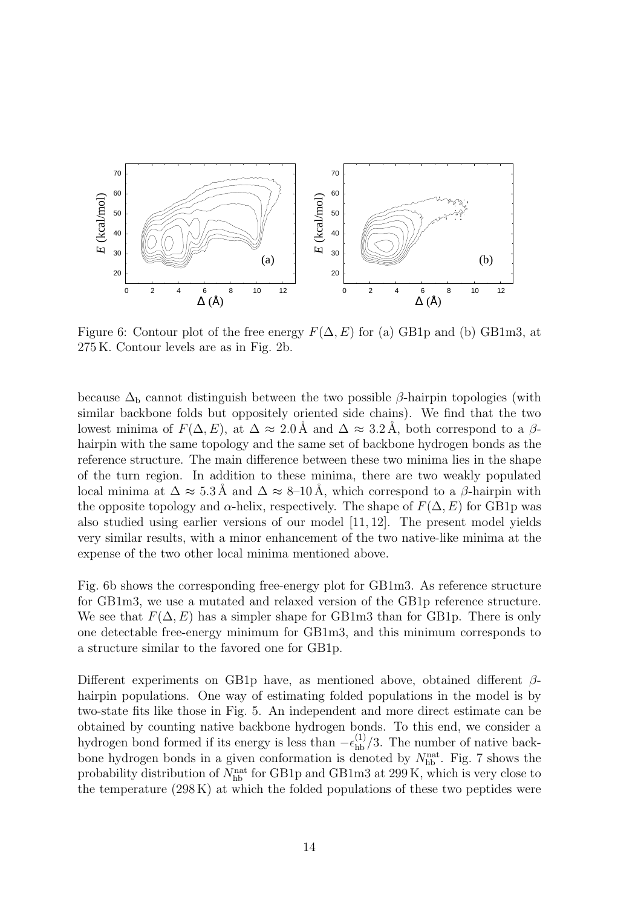Figure 6: Contour plot of the free energy $F(\Delta, E)$ for (a) GB1p and (b) GB1m3, at 275 K. Contour levels are as in Fig. 2b.

because $\Delta_b$ cannot distinguish between the two possible $\beta$-hairpin topologies (with similar backbone folds but oppositely oriented side chains). We find that the two lowest minima of $F(\Delta, E)$, at $\Delta \approx 2.0$ Å and $\Delta \approx 3.2$ Å, both correspond to a $\beta$-hairpin with the same topology and the same set of backbone hydrogen bonds as the reference structure. The main difference between these two minima lies in the shape of the turn region. In addition to these minima, there are two weakly populated local minima at $\Delta \approx 5.3$ Å and $\Delta \approx 8$–10 Å, which correspond to a $\beta$-hairpin with the opposite topology and $\alpha$-helix, respectively. The shape of $F(\Delta, E)$ for GB1p was also studied using earlier versions of our model [11, 12]. The present model yields very similar results, with a minor enhancement of the two native-like minima at the expense of the two other local minima mentioned above.

Fig. 6b shows the corresponding free-energy plot for GB1m3. As reference structure for GB1m3, we use a mutated and relaxed version of the GB1p reference structure. We see that $F(\Delta, E)$ has a simpler shape for GB1m3 than for GB1p. There is only one detectable free-energy minimum for GB1m3, and this minimum corresponds to a structure similar to the favored one for GB1p.

Different experiments on GB1p have, as mentioned above, obtained different $\beta$-hairpin populations. One way of estimating folded populations in the model is by two-state fits like those in Fig. 5. An independent and more direct estimate can be obtained by counting native backbone hydrogen bonds. To this end, we consider a hydrogen bond formed if its energy is less than $-\epsilon_{\text{hb}}^{(1)}/3$. The number of native backbone hydrogen bonds in a given conformation is denoted by $N_{\text{hb}}^{\text{nat}}$. Fig. 7 shows the probability distribution of $N_{\text{hb}}^{\text{nat}}$ for GB1p and GB1m3 at 299 K, which is very close to the temperature (298 K) at which the folded populations of these two peptides were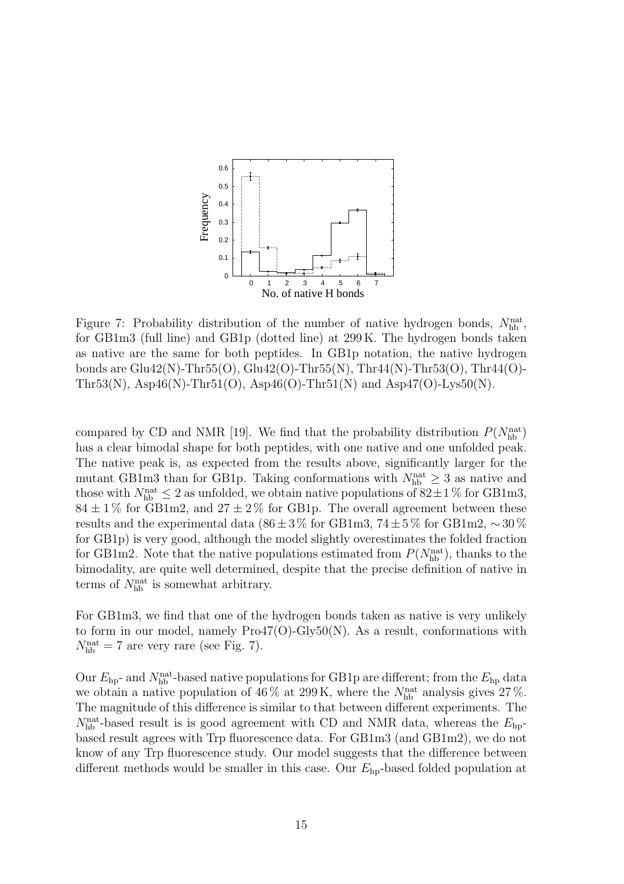Figure 7: Probability distribution of the number of native hydrogen bonds, $N_{\text{hb}}^{\text{nat}}$, for GB1m3 (full line) and GB1p (dotted line) at 299 K. The hydrogen bonds taken as native are the same for both peptides. In GB1p notation, the native hydrogen bonds are Glu42(N)-Thr55(O), Glu42(O)-Thr55(N), Thr44(N)-Thr53(O), Thr44(O)-Thr53(N), Asp46(N)-Thr51(O), Asp46(O)-Thr51(N) and Asp47(O)-Lys50(N).

compared by CD and NMR [19]. We find that the probability distribution $P(N_{\text{hb}}^{\text{nat}})$ has a clear bimodal shape for both peptides, with one native and one unfolded peak. The native peak is, as expected from the results above, significantly larger for the mutant GB1m3 than for GB1p. Taking conformations with $N_{\text{hb}}^{\text{nat}} \geq 3$ as native and those with $N_{\text{hb}}^{\text{nat}} \leq 2$ as unfolded, we obtain native populations of $82 \pm 1$ % for GB1m3, $84 \pm 1$ % for GB1m2, and $27 \pm 2$ % for GB1p. The overall agreement between these results and the experimental data ($86 \pm 3$ % for GB1m3, $74 \pm 5$ % for GB1m2, $\sim 30$ % for GB1p) is very good, although the model slightly overestimates the folded fraction for GB1m2. Note that the native populations estimated from $P(N_{\text{hb}}^{\text{nat}})$, thanks to the bimodality, are quite well determined, despite that the precise definition of native in terms of $N_{\text{hb}}^{\text{nat}}$ is somewhat arbitrary.

For GB1m3, we find that one of the hydrogen bonds taken as native is very unlikely to form in our model, namely Pro47(O)-Gly50(N). As a result, conformations with $N_{\text{hb}}^{\text{nat}} = 7$ are very rare (see Fig. 7).

Our $E_{\text{hp}}$- and $N_{\text{hb}}^{\text{nat}}$-based native populations for GB1p are different; from the $E_{\text{hp}}$ data we obtain a native population of 46 % at 299 K, where the $N_{\text{hb}}^{\text{nat}}$ analysis gives 27 %. The magnitude of this difference is similar to that between different experiments. The $N_{\text{hb}}^{\text{nat}}$-based result is is good agreement with CD and NMR data, whereas the $E_{\text{hp}}$-based result agrees with Trp fluorescence data. For GB1m3 (and GB1m2), we do not know of any Trp fluorescence study. Our model suggests that the difference between different methods would be smaller in this case. Our $E_{\text{hp}}$-based folded population at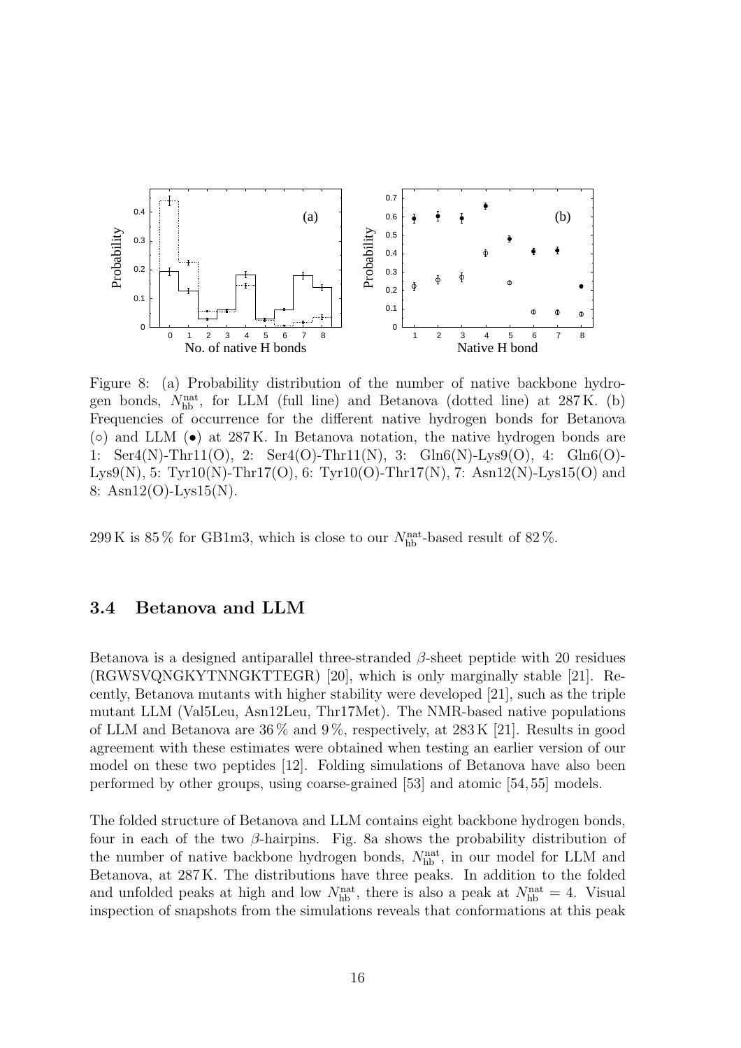Figure 8: (a) Probability distribution of the number of native backbone hydrogen bonds, $N_{\rm hb}^{\rm nat}$, for LLM (full line) and Betanova (dotted line) at 287 K. (b) Frequencies of occurrence for the different native hydrogen bonds for Betanova (○) and LLM (•) at 287 K. In Betanova notation, the native hydrogen bonds are 1: Ser4(N)-Thr11(O), 2: Ser4(O)-Thr11(N), 3: Gln6(N)-Lys9(O), 4: Gln6(O)-Lys9(N), 5: Tyr10(N)-Thr17(O), 6: Tyr10(O)-Thr17(N), 7: Asn12(N)-Lys15(O) and 8: Asn12(O)-Lys15(N).

299 K is 85 % for GB1m3, which is close to our $N_{\rm hb}^{\rm nat}$-based result of 82 %.

### 3.4 Betanova and LLM

Betanova is a designed antiparallel three-stranded $\beta$-sheet peptide with 20 residues (RGWSVQNGKYTNNGKTTEGR) [20], which is only marginally stable [21]. Recently, Betanova mutants with higher stability were developed [21], such as the triple mutant LLM (Val5Leu, Asn12Leu, Thr17Met). The NMR-based native populations of LLM and Betanova are 36 % and 9 %, respectively, at 283 K [21]. Results in good agreement with these estimates were obtained when testing an earlier version of our model on these two peptides [12]. Folding simulations of Betanova have also been performed by other groups, using coarse-grained [53] and atomic [54, 55] models.

The folded structure of Betanova and LLM contains eight backbone hydrogen bonds, four in each of the two $\beta$-hairpins. Fig. 8a shows the probability distribution of the number of native backbone hydrogen bonds, $N_{\rm hb}^{\rm nat}$, in our model for LLM and Betanova, at 287 K. The distributions have three peaks. In addition to the folded and unfolded peaks at high and low $N_{\rm hb}^{\rm nat}$, there is also a peak at $N_{\rm hb}^{\rm nat} = 4$. Visual inspection of snapshots from the simulations reveals that conformations at this peak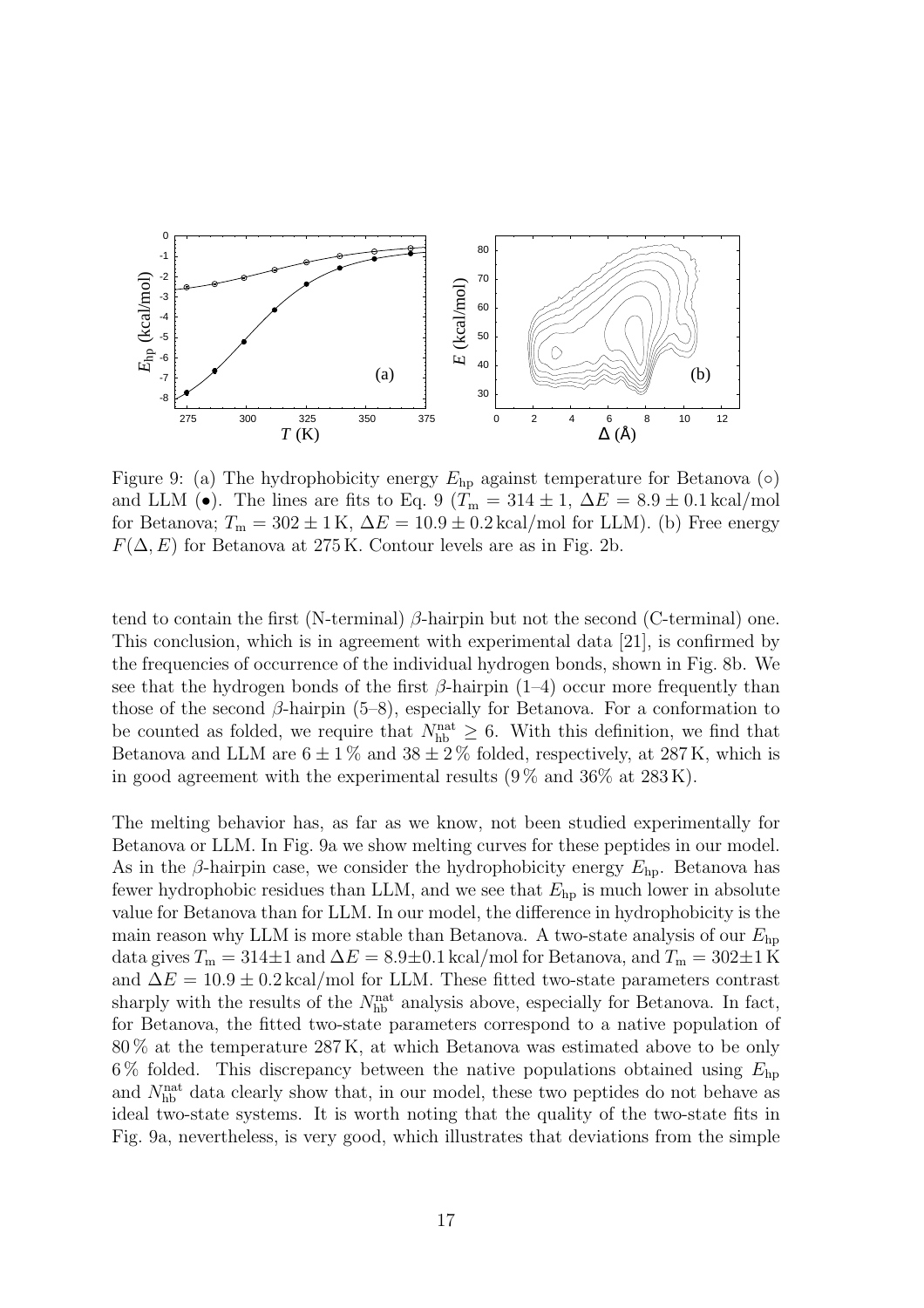Figure 9: (a) The hydrophobicity energy $E_{\rm hp}$ against temperature for Betanova (○) and LLM (●). The lines are fits to Eq. 9 ($T_{\rm m} = 314 \pm 1$, $\Delta E = 8.9 \pm 0.1$ kcal/mol for Betanova; $T_{\rm m} = 302 \pm 1$ K, $\Delta E = 10.9 \pm 0.2$ kcal/mol for LLM). (b) Free energy $F(\Delta, E)$ for Betanova at 275 K. Contour levels are as in Fig. 2b.

tend to contain the first (N-terminal) $\beta$-hairpin but not the second (C-terminal) one. This conclusion, which is in agreement with experimental data [21], is confirmed by the frequencies of occurrence of the individual hydrogen bonds, shown in Fig. 8b. We see that the hydrogen bonds of the first $\beta$-hairpin (1–4) occur more frequently than those of the second $\beta$-hairpin (5–8), especially for Betanova. For a conformation to be counted as folded, we require that $N_{\rm hb}^{\rm nat} \geq 6$. With this definition, we find that Betanova and LLM are $6 \pm 1$ % and $38 \pm 2$ % folded, respectively, at 287 K, which is in good agreement with the experimental results (9 % and 36% at 283 K).

The melting behavior has, as far as we know, not been studied experimentally for Betanova or LLM. In Fig. 9a we show melting curves for these peptides in our model. As in the $\beta$-hairpin case, we consider the hydrophobicity energy $E_{\rm hp}$. Betanova has fewer hydrophobic residues than LLM, and we see that $E_{\rm hp}$ is much lower in absolute value for Betanova than for LLM. In our model, the difference in hydrophobicity is the main reason why LLM is more stable than Betanova. A two-state analysis of our $E_{\rm hp}$ data gives $T_{\rm m} = 314 \pm 1$ and $\Delta E = 8.9 \pm 0.1$ kcal/mol for Betanova, and $T_{\rm m} = 302 \pm 1$ K and $\Delta E = 10.9 \pm 0.2$ kcal/mol for LLM. These fitted two-state parameters contrast sharply with the results of the $N_{\rm hb}^{\rm nat}$ analysis above, especially for Betanova. In fact, for Betanova, the fitted two-state parameters correspond to a native population of 80 % at the temperature 287 K, at which Betanova was estimated above to be only 6 % folded. This discrepancy between the native populations obtained using $E_{\rm hp}$ and $N_{\rm hb}^{\rm nat}$ data clearly show that, in our model, these two peptides do not behave as ideal two-state systems. It is worth noting that the quality of the two-state fits in Fig. 9a, nevertheless, is very good, which illustrates that deviations from the simple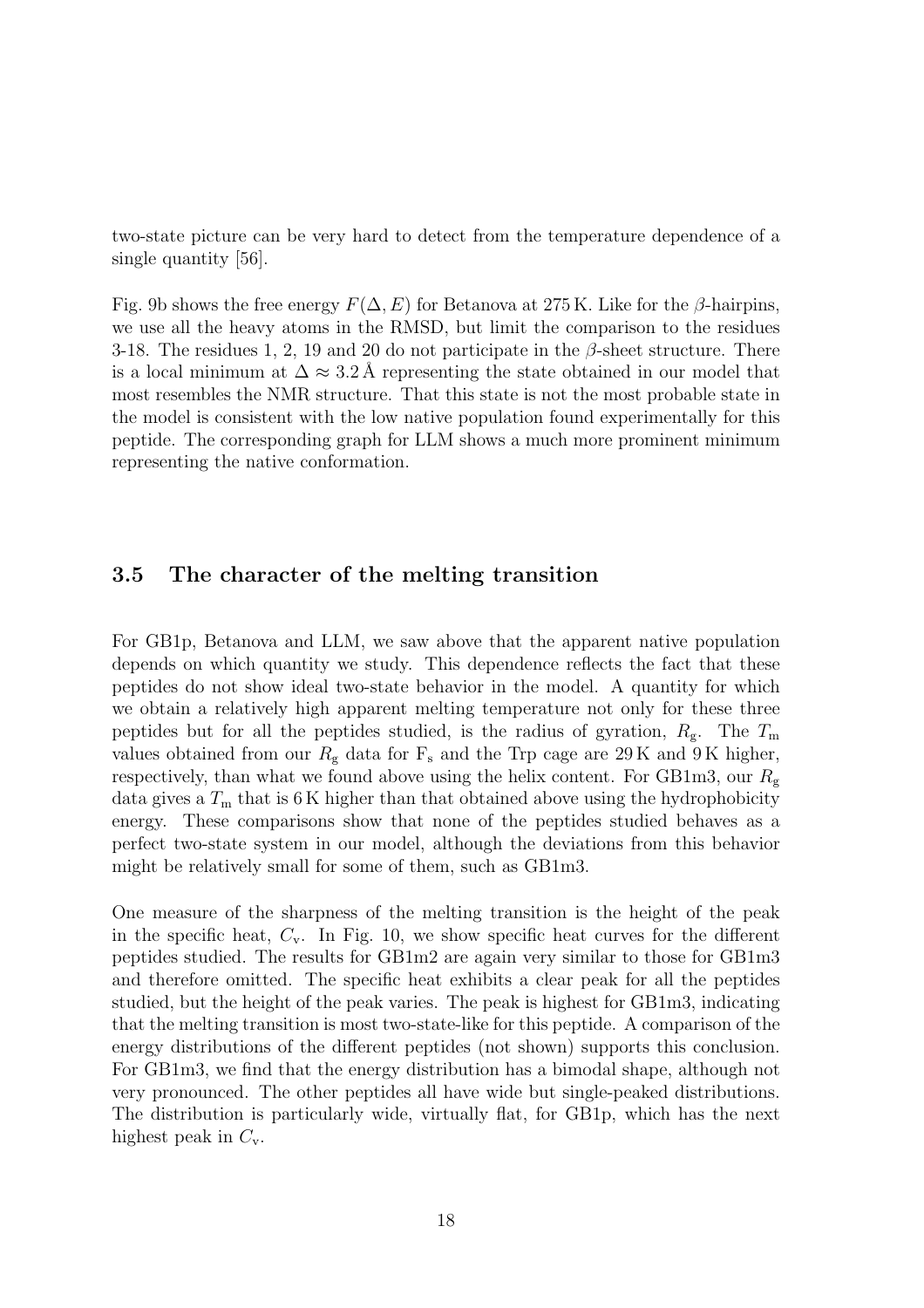two-state picture can be very hard to detect from the temperature dependence of a single quantity [56].

Fig. 9b shows the free energy $F(\Delta, E)$ for Betanova at 275 K. Like for the $\beta$-hairpins, we use all the heavy atoms in the RMSD, but limit the comparison to the residues 3-18. The residues 1, 2, 19 and 20 do not participate in the $\beta$-sheet structure. There is a local minimum at $\Delta \approx 3.2$ Å representing the state obtained in our model that most resembles the NMR structure. That this state is not the most probable state in the model is consistent with the low native population found experimentally for this peptide. The corresponding graph for LLM shows a much more prominent minimum representing the native conformation.

### 3.5 The character of the melting transition

For GB1p, Betanova and LLM, we saw above that the apparent native population depends on which quantity we study. This dependence reflects the fact that these peptides do not show ideal two-state behavior in the model. A quantity for which we obtain a relatively high apparent melting temperature not only for these three peptides but for all the peptides studied, is the radius of gyration, $R_\text{g}$. The $T_\text{m}$ values obtained from our $R_\text{g}$ data for $\text{F}_\text{s}$ and the Trp cage are 29 K and 9 K higher, respectively, than what we found above using the helix content. For GB1m3, our $R_\text{g}$ data gives a $T_\text{m}$ that is 6 K higher than that obtained above using the hydrophobicity energy. These comparisons show that none of the peptides studied behaves as a perfect two-state system in our model, although the deviations from this behavior might be relatively small for some of them, such as GB1m3.

One measure of the sharpness of the melting transition is the height of the peak in the specific heat, $C_\text{v}$. In Fig. 10, we show specific heat curves for the different peptides studied. The results for GB1m2 are again very similar to those for GB1m3 and therefore omitted. The specific heat exhibits a clear peak for all the peptides studied, but the height of the peak varies. The peak is highest for GB1m3, indicating that the melting transition is most two-state-like for this peptide. A comparison of the energy distributions of the different peptides (not shown) supports this conclusion. For GB1m3, we find that the energy distribution has a bimodal shape, although not very pronounced. The other peptides all have wide but single-peaked distributions. The distribution is particularly wide, virtually flat, for GB1p, which has the next highest peak in $C_\text{v}$.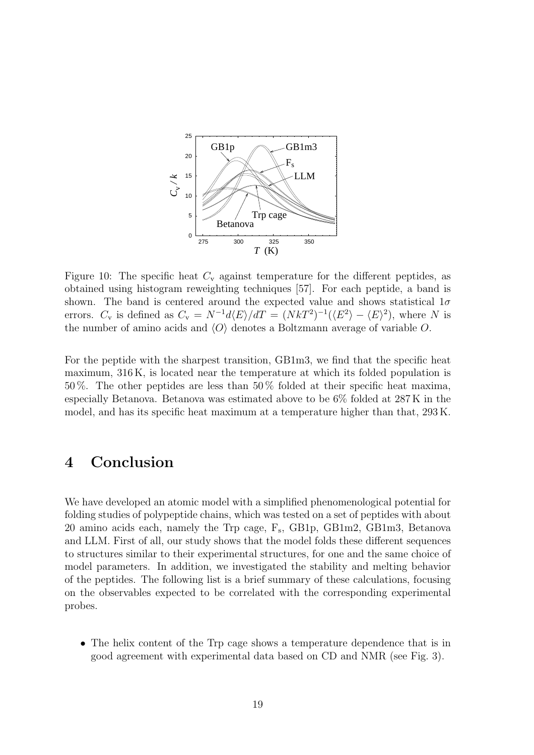Figure 10: The specific heat $C_{\mathrm{v}}$ against temperature for the different peptides, as obtained using histogram reweighting techniques [57]. For each peptide, a band is shown. The band is centered around the expected value and shows statistical $1\sigma$ errors. $C_{\mathrm{v}}$ is defined as $C_{\mathrm{v}} = N^{-1}d\langle E\rangle/dT = (NkT^2)^{-1}(\langle E^2\rangle - \langle E\rangle^2)$, where $N$ is the number of amino acids and $\langle O\rangle$ denotes a Boltzmann average of variable $O$.

For the peptide with the sharpest transition, GB1m3, we find that the specific heat maximum, 316 K, is located near the temperature at which its folded population is 50 %. The other peptides are less than 50 % folded at their specific heat maxima, especially Betanova. Betanova was estimated above to be 6% folded at 287 K in the model, and has its specific heat maximum at a temperature higher than that, 293 K.

# 4 Conclusion

We have developed an atomic model with a simplified phenomenological potential for folding studies of polypeptide chains, which was tested on a set of peptides with about 20 amino acids each, namely the Trp cage, $\mathrm{F_s}$, GB1p, GB1m2, GB1m3, Betanova and LLM. First of all, our study shows that the model folds these different sequences to structures similar to their experimental structures, for one and the same choice of model parameters. In addition, we investigated the stability and melting behavior of the peptides. The following list is a brief summary of these calculations, focusing on the observables expected to be correlated with the corresponding experimental probes.

- The helix content of the Trp cage shows a temperature dependence that is in good agreement with experimental data based on CD and NMR (see Fig. 3).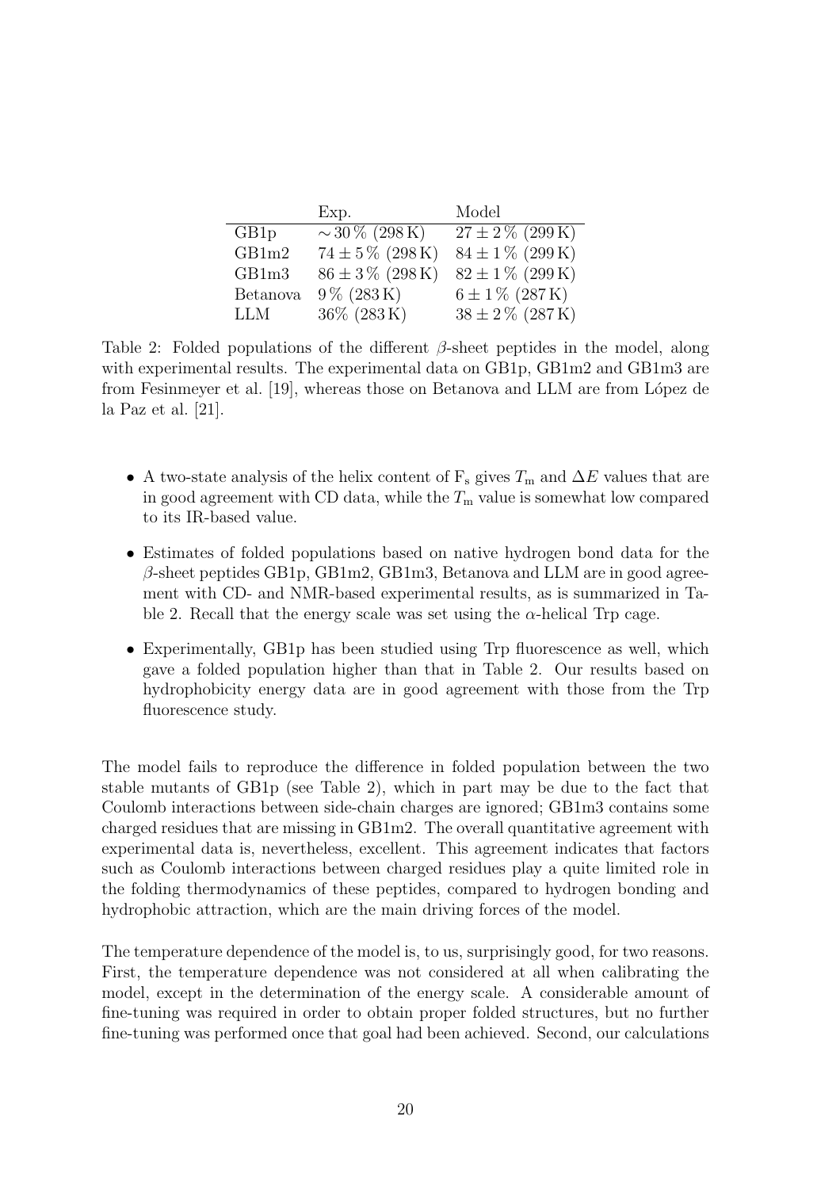| | Exp. | Model |
|---|---|---|
| GB1p | $\sim 30\,\%$ (298 K) | $27 \pm 2\,\%$ (299 K) |
| GB1m2 | $74 \pm 5\,\%$ (298 K) | $84 \pm 1\,\%$ (299 K) |
| GB1m3 | $86 \pm 3\,\%$ (298 K) | $82 \pm 1\,\%$ (299 K) |
| Betanova | $9\,\%$ (283 K) | $6 \pm 1\,\%$ (287 K) |
| LLM | $36\%$ (283 K) | $38 \pm 2\,\%$ (287 K) |

Table 2: Folded populations of the different $\beta$-sheet peptides in the model, along with experimental results. The experimental data on GB1p, GB1m2 and GB1m3 are from Fesinmeyer et al. [19], whereas those on Betanova and LLM are from López de la Paz et al. [21].

- A two-state analysis of the helix content of $F_s$ gives $T_m$ and $\Delta E$ values that are in good agreement with CD data, while the $T_m$ value is somewhat low compared to its IR-based value.
- Estimates of folded populations based on native hydrogen bond data for the $\beta$-sheet peptides GB1p, GB1m2, GB1m3, Betanova and LLM are in good agreement with CD- and NMR-based experimental results, as is summarized in Table 2. Recall that the energy scale was set using the $\alpha$-helical Trp cage.
- Experimentally, GB1p has been studied using Trp fluorescence as well, which gave a folded population higher than that in Table 2. Our results based on hydrophobicity energy data are in good agreement with those from the Trp fluorescence study.

The model fails to reproduce the difference in folded population between the two stable mutants of GB1p (see Table 2), which in part may be due to the fact that Coulomb interactions between side-chain charges are ignored; GB1m3 contains some charged residues that are missing in GB1m2. The overall quantitative agreement with experimental data is, nevertheless, excellent. This agreement indicates that factors such as Coulomb interactions between charged residues play a quite limited role in the folding thermodynamics of these peptides, compared to hydrogen bonding and hydrophobic attraction, which are the main driving forces of the model.

The temperature dependence of the model is, to us, surprisingly good, for two reasons. First, the temperature dependence was not considered at all when calibrating the model, except in the determination of the energy scale. A considerable amount of fine-tuning was required in order to obtain proper folded structures, but no further fine-tuning was performed once that goal had been achieved. Second, our calculations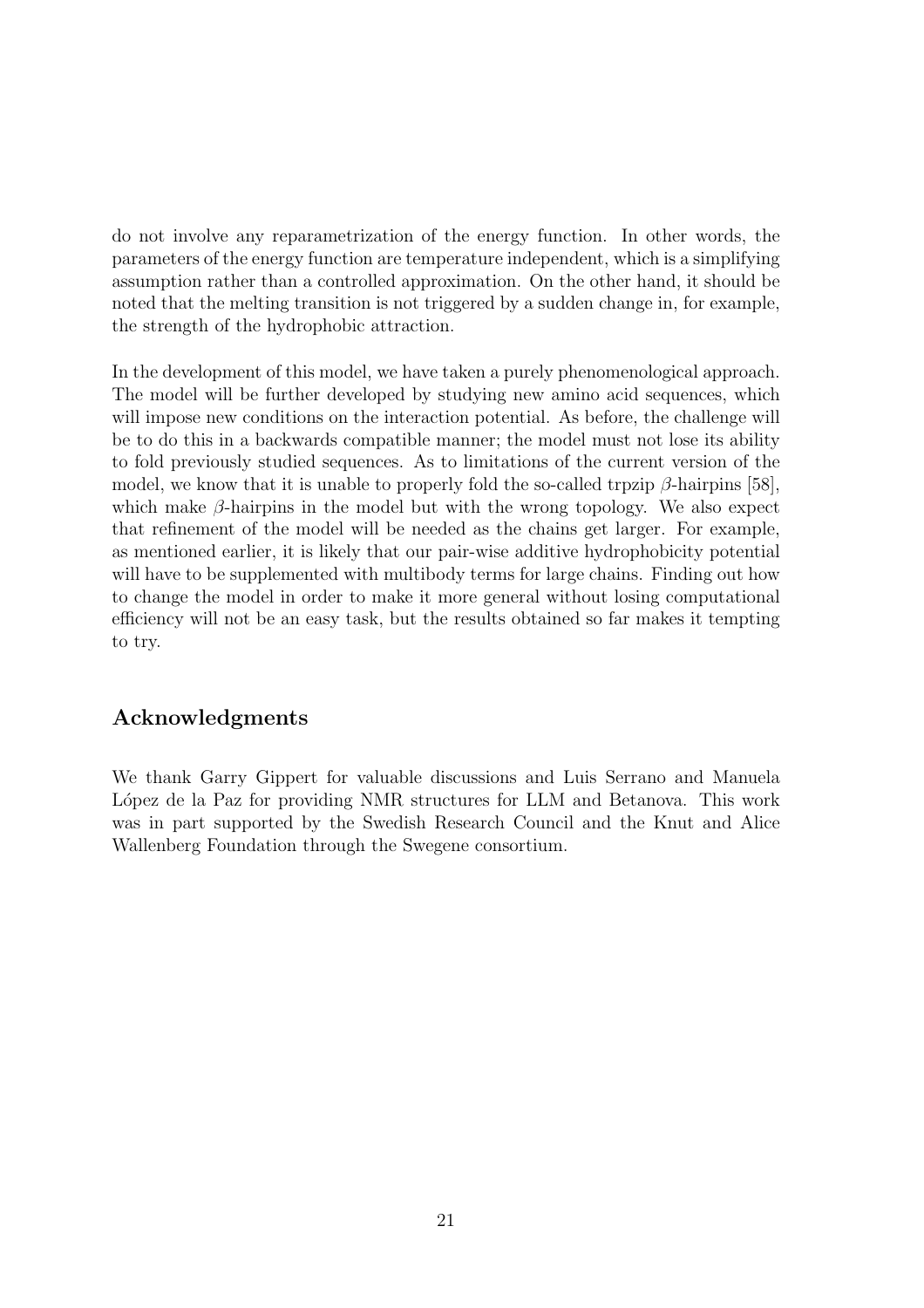do not involve any reparametrization of the energy function. In other words, the parameters of the energy function are temperature independent, which is a simplifying assumption rather than a controlled approximation. On the other hand, it should be noted that the melting transition is not triggered by a sudden change in, for example, the strength of the hydrophobic attraction.

In the development of this model, we have taken a purely phenomenological approach. The model will be further developed by studying new amino acid sequences, which will impose new conditions on the interaction potential. As before, the challenge will be to do this in a backwards compatible manner; the model must not lose its ability to fold previously studied sequences. As to limitations of the current version of the model, we know that it is unable to properly fold the so-called trpzip $\beta$-hairpins [58], which make $\beta$-hairpins in the model but with the wrong topology. We also expect that refinement of the model will be needed as the chains get larger. For example, as mentioned earlier, it is likely that our pair-wise additive hydrophobicity potential will have to be supplemented with multibody terms for large chains. Finding out how to change the model in order to make it more general without losing computational efficiency will not be an easy task, but the results obtained so far makes it tempting to try.

## Acknowledgments

We thank Garry Gippert for valuable discussions and Luis Serrano and Manuela López de la Paz for providing NMR structures for LLM and Betanova. This work was in part supported by the Swedish Research Council and the Knut and Alice Wallenberg Foundation through the Swegene consortium.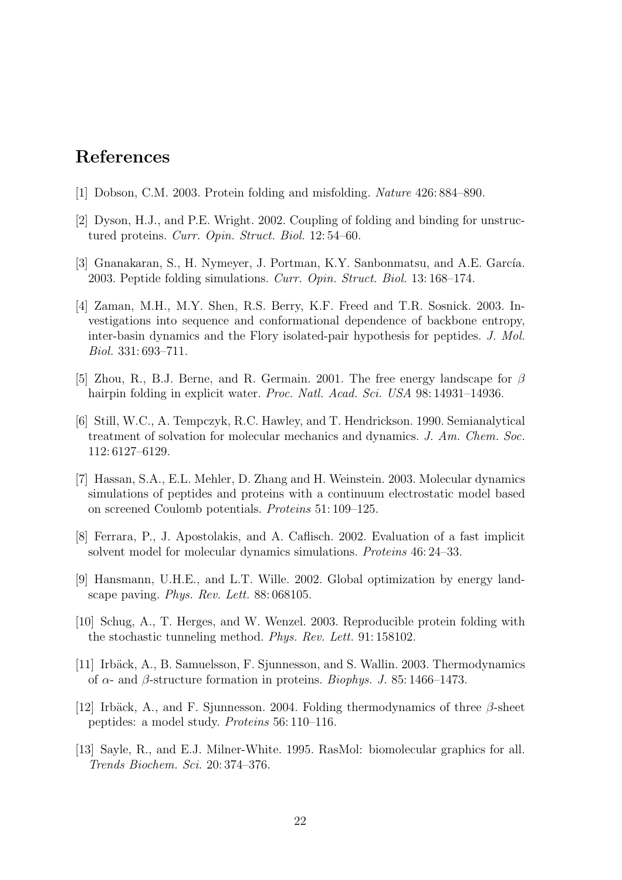# References

[1] Dobson, C.M. 2003. Protein folding and misfolding. *Nature* 426: 884–890.

[2] Dyson, H.J., and P.E. Wright. 2002. Coupling of folding and binding for unstructured proteins. *Curr. Opin. Struct. Biol.* 12: 54–60.

[3] Gnanakaran, S., H. Nymeyer, J. Portman, K.Y. Sanbonmatsu, and A.E. García. 2003. Peptide folding simulations. *Curr. Opin. Struct. Biol.* 13: 168–174.

[4] Zaman, M.H., M.Y. Shen, R.S. Berry, K.F. Freed and T.R. Sosnick. 2003. Investigations into sequence and conformational dependence of backbone entropy, inter-basin dynamics and the Flory isolated-pair hypothesis for peptides. *J. Mol. Biol.* 331: 693–711.

[5] Zhou, R., B.J. Berne, and R. Germain. 2001. The free energy landscape for $\beta$ hairpin folding in explicit water. *Proc. Natl. Acad. Sci. USA* 98: 14931–14936.

[6] Still, W.C., A. Tempczyk, R.C. Hawley, and T. Hendrickson. 1990. Semianalytical treatment of solvation for molecular mechanics and dynamics. *J. Am. Chem. Soc.* 112: 6127–6129.

[7] Hassan, S.A., E.L. Mehler, D. Zhang and H. Weinstein. 2003. Molecular dynamics simulations of peptides and proteins with a continuum electrostatic model based on screened Coulomb potentials. *Proteins* 51: 109–125.

[8] Ferrara, P., J. Apostolakis, and A. Caflisch. 2002. Evaluation of a fast implicit solvent model for molecular dynamics simulations. *Proteins* 46: 24–33.

[9] Hansmann, U.H.E., and L.T. Wille. 2002. Global optimization by energy landscape paving. *Phys. Rev. Lett.* 88: 068105.

[10] Schug, A., T. Herges, and W. Wenzel. 2003. Reproducible protein folding with the stochastic tunneling method. *Phys. Rev. Lett.* 91: 158102.

[11] Irbäck, A., B. Samuelsson, F. Sjunnesson, and S. Wallin. 2003. Thermodynamics of $\alpha$- and $\beta$-structure formation in proteins. *Biophys. J.* 85: 1466–1473.

[12] Irbäck, A., and F. Sjunnesson. 2004. Folding thermodynamics of three $\beta$-sheet peptides: a model study. *Proteins* 56: 110–116.

[13] Sayle, R., and E.J. Milner-White. 1995. RasMol: biomolecular graphics for all. *Trends Biochem. Sci.* 20: 374–376.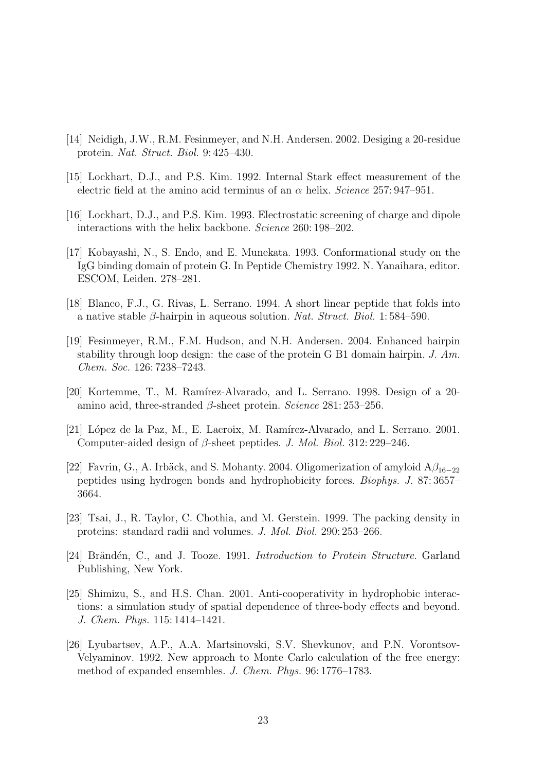[14] Neidigh, J.W., R.M. Fesinmeyer, and N.H. Andersen. 2002. Desiging a 20-residue protein. *Nat. Struct. Biol.* 9: 425–430.

[15] Lockhart, D.J., and P.S. Kim. 1992. Internal Stark effect measurement of the electric field at the amino acid terminus of an $\alpha$ helix. *Science* 257: 947–951.

[16] Lockhart, D.J., and P.S. Kim. 1993. Electrostatic screening of charge and dipole interactions with the helix backbone. *Science* 260: 198–202.

[17] Kobayashi, N., S. Endo, and E. Munekata. 1993. Conformational study on the IgG binding domain of protein G. In Peptide Chemistry 1992. N. Yanaihara, editor. ESCOM, Leiden. 278–281.

[18] Blanco, F.J., G. Rivas, L. Serrano. 1994. A short linear peptide that folds into a native stable $\beta$-hairpin in aqueous solution. *Nat. Struct. Biol.* 1: 584–590.

[19] Fesinmeyer, R.M., F.M. Hudson, and N.H. Andersen. 2004. Enhanced hairpin stability through loop design: the case of the protein G B1 domain hairpin. *J. Am. Chem. Soc.* 126: 7238–7243.

[20] Kortemme, T., M. Ramírez-Alvarado, and L. Serrano. 1998. Design of a 20-amino acid, three-stranded $\beta$-sheet protein. *Science* 281: 253–256.

[21] López de la Paz, M., E. Lacroix, M. Ramírez-Alvarado, and L. Serrano. 2001. Computer-aided design of $\beta$-sheet peptides. *J. Mol. Biol.* 312: 229–246.

[22] Favrin, G., A. Irbäck, and S. Mohanty. 2004. Oligomerization of amyloid $A\beta_{16-22}$ peptides using hydrogen bonds and hydrophobicity forces. *Biophys. J.* 87: 3657–3664.

[23] Tsai, J., R. Taylor, C. Chothia, and M. Gerstein. 1999. The packing density in proteins: standard radii and volumes. *J. Mol. Biol.* 290: 253–266.

[24] Brändén, C., and J. Tooze. 1991. *Introduction to Protein Structure*. Garland Publishing, New York.

[25] Shimizu, S., and H.S. Chan. 2001. Anti-cooperativity in hydrophobic interactions: a simulation study of spatial dependence of three-body effects and beyond. *J. Chem. Phys.* 115: 1414–1421.

[26] Lyubartsev, A.P., A.A. Martsinovski, S.V. Shevkunov, and P.N. Vorontsov-Velyaminov. 1992. New approach to Monte Carlo calculation of the free energy: method of expanded ensembles. *J. Chem. Phys.* 96: 1776–1783.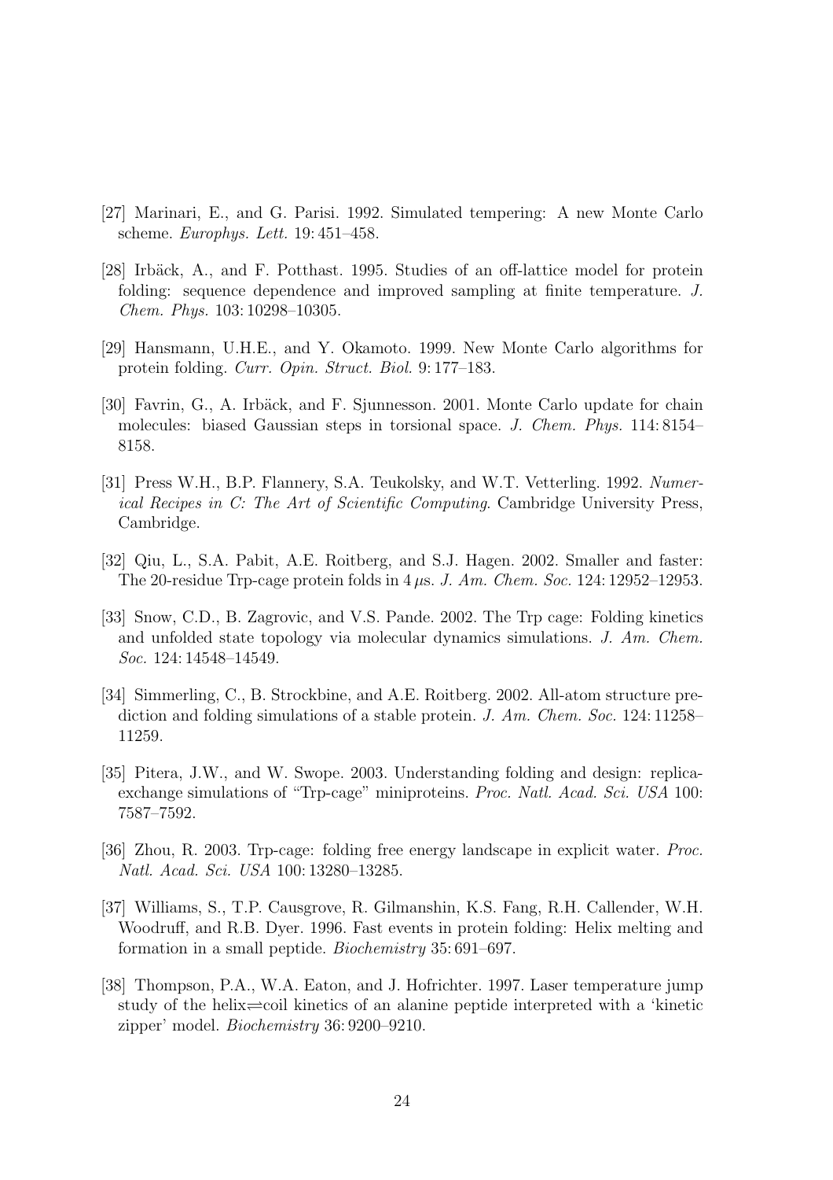[27] Marinari, E., and G. Parisi. 1992. Simulated tempering: A new Monte Carlo scheme. *Europhys. Lett.* 19: 451–458.

[28] Irbäck, A., and F. Potthast. 1995. Studies of an off-lattice model for protein folding: sequence dependence and improved sampling at finite temperature. *J. Chem. Phys.* 103: 10298–10305.

[29] Hansmann, U.H.E., and Y. Okamoto. 1999. New Monte Carlo algorithms for protein folding. *Curr. Opin. Struct. Biol.* 9: 177–183.

[30] Favrin, G., A. Irbäck, and F. Sjunnesson. 2001. Monte Carlo update for chain molecules: biased Gaussian steps in torsional space. *J. Chem. Phys.* 114: 8154–8158.

[31] Press W.H., B.P. Flannery, S.A. Teukolsky, and W.T. Vetterling. 1992. *Numerical Recipes in C: The Art of Scientific Computing*. Cambridge University Press, Cambridge.

[32] Qiu, L., S.A. Pabit, A.E. Roitberg, and S.J. Hagen. 2002. Smaller and faster: The 20-residue Trp-cage protein folds in $4\,\mu$s. *J. Am. Chem. Soc.* 124: 12952–12953.

[33] Snow, C.D., B. Zagrovic, and V.S. Pande. 2002. The Trp cage: Folding kinetics and unfolded state topology via molecular dynamics simulations. *J. Am. Chem. Soc.* 124: 14548–14549.

[34] Simmerling, C., B. Strockbine, and A.E. Roitberg. 2002. All-atom structure prediction and folding simulations of a stable protein. *J. Am. Chem. Soc.* 124: 11258–11259.

[35] Pitera, J.W., and W. Swope. 2003. Understanding folding and design: replica-exchange simulations of "Trp-cage" miniproteins. *Proc. Natl. Acad. Sci. USA* 100: 7587–7592.

[36] Zhou, R. 2003. Trp-cage: folding free energy landscape in explicit water. *Proc. Natl. Acad. Sci. USA* 100: 13280–13285.

[37] Williams, S., T.P. Causgrove, R. Gilmanshin, K.S. Fang, R.H. Callender, W.H. Woodruff, and R.B. Dyer. 1996. Fast events in protein folding: Helix melting and formation in a small peptide. *Biochemistry* 35: 691–697.

[38] Thompson, P.A., W.A. Eaton, and J. Hofrichter. 1997. Laser temperature jump study of the helix$\rightleftharpoons$coil kinetics of an alanine peptide interpreted with a 'kinetic zipper' model. *Biochemistry* 36: 9200–9210.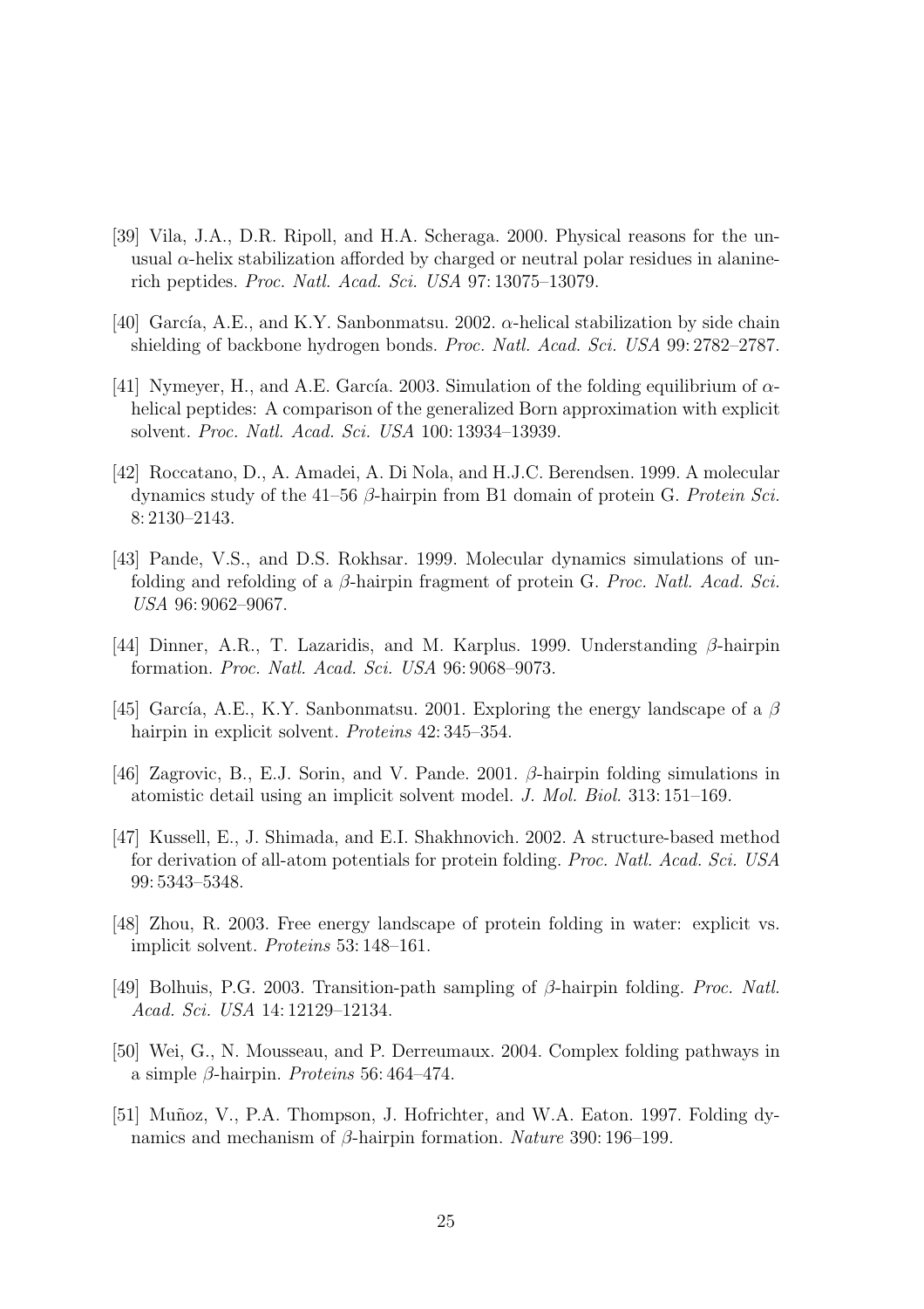[39] Vila, J.A., D.R. Ripoll, and H.A. Scheraga. 2000. Physical reasons for the unusual $\alpha$-helix stabilization afforded by charged or neutral polar residues in alanine-rich peptides. *Proc. Natl. Acad. Sci. USA* 97: 13075–13079.

[40] García, A.E., and K.Y. Sanbonmatsu. 2002. $\alpha$-helical stabilization by side chain shielding of backbone hydrogen bonds. *Proc. Natl. Acad. Sci. USA* 99: 2782–2787.

[41] Nymeyer, H., and A.E. García. 2003. Simulation of the folding equilibrium of $\alpha$-helical peptides: A comparison of the generalized Born approximation with explicit solvent. *Proc. Natl. Acad. Sci. USA* 100: 13934–13939.

[42] Roccatano, D., A. Amadei, A. Di Nola, and H.J.C. Berendsen. 1999. A molecular dynamics study of the 41–56 $\beta$-hairpin from B1 domain of protein G. *Protein Sci.* 8: 2130–2143.

[43] Pande, V.S., and D.S. Rokhsar. 1999. Molecular dynamics simulations of unfolding and refolding of a $\beta$-hairpin fragment of protein G. *Proc. Natl. Acad. Sci. USA* 96: 9062–9067.

[44] Dinner, A.R., T. Lazaridis, and M. Karplus. 1999. Understanding $\beta$-hairpin formation. *Proc. Natl. Acad. Sci. USA* 96: 9068–9073.

[45] García, A.E., K.Y. Sanbonmatsu. 2001. Exploring the energy landscape of a $\beta$ hairpin in explicit solvent. *Proteins* 42: 345–354.

[46] Zagrovic, B., E.J. Sorin, and V. Pande. 2001. $\beta$-hairpin folding simulations in atomistic detail using an implicit solvent model. *J. Mol. Biol.* 313: 151–169.

[47] Kussell, E., J. Shimada, and E.I. Shakhnovich. 2002. A structure-based method for derivation of all-atom potentials for protein folding. *Proc. Natl. Acad. Sci. USA* 99: 5343–5348.

[48] Zhou, R. 2003. Free energy landscape of protein folding in water: explicit vs. implicit solvent. *Proteins* 53: 148–161.

[49] Bolhuis, P.G. 2003. Transition-path sampling of $\beta$-hairpin folding. *Proc. Natl. Acad. Sci. USA* 14: 12129–12134.

[50] Wei, G., N. Mousseau, and P. Derreumaux. 2004. Complex folding pathways in a simple $\beta$-hairpin. *Proteins* 56: 464–474.

[51] Muñoz, V., P.A. Thompson, J. Hofrichter, and W.A. Eaton. 1997. Folding dynamics and mechanism of $\beta$-hairpin formation. *Nature* 390: 196–199.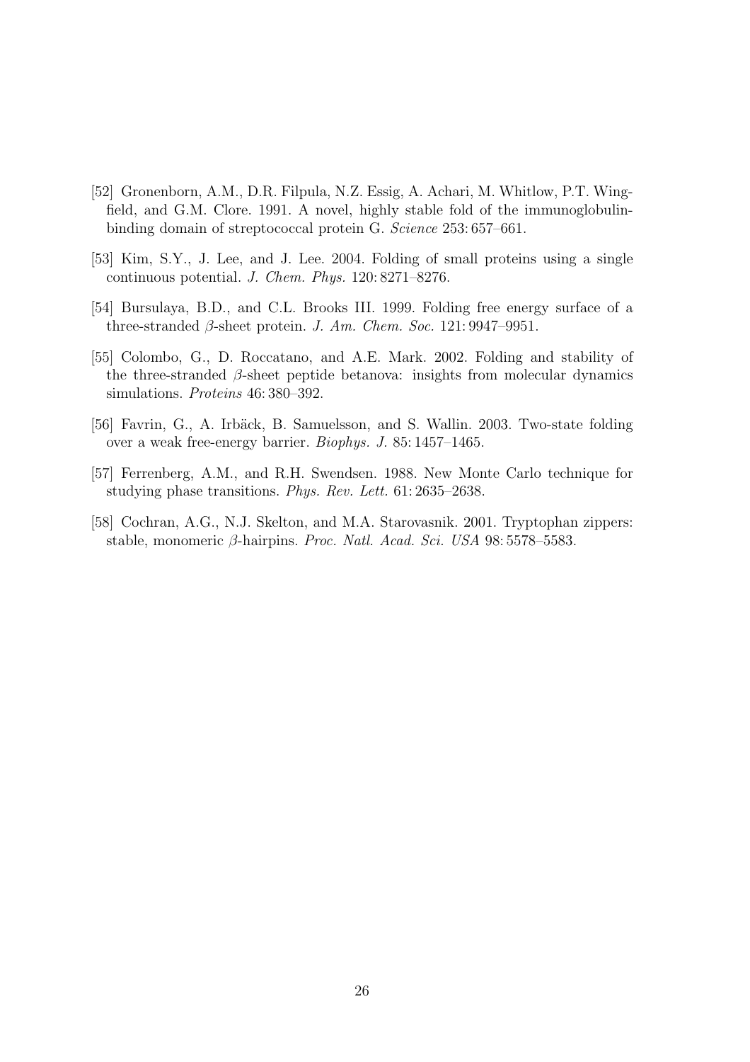[52] Gronenborn, A.M., D.R. Filpula, N.Z. Essig, A. Achari, M. Whitlow, P.T. Wingfield, and G.M. Clore. 1991. A novel, highly stable fold of the immunoglobulin-binding domain of streptococcal protein G. *Science* 253: 657–661.

[53] Kim, S.Y., J. Lee, and J. Lee. 2004. Folding of small proteins using a single continuous potential. *J. Chem. Phys.* 120: 8271–8276.

[54] Bursulaya, B.D., and C.L. Brooks III. 1999. Folding free energy surface of a three-stranded $\beta$-sheet protein. *J. Am. Chem. Soc.* 121: 9947–9951.

[55] Colombo, G., D. Roccatano, and A.E. Mark. 2002. Folding and stability of the three-stranded $\beta$-sheet peptide betanova: insights from molecular dynamics simulations. *Proteins* 46: 380–392.

[56] Favrin, G., A. Irbäck, B. Samuelsson, and S. Wallin. 2003. Two-state folding over a weak free-energy barrier. *Biophys. J.* 85: 1457–1465.

[57] Ferrenberg, A.M., and R.H. Swendsen. 1988. New Monte Carlo technique for studying phase transitions. *Phys. Rev. Lett.* 61: 2635–2638.

[58] Cochran, A.G., N.J. Skelton, and M.A. Starovasnik. 2001. Tryptophan zippers: stable, monomeric $\beta$-hairpins. *Proc. Natl. Acad. Sci. USA* 98: 5578–5583.